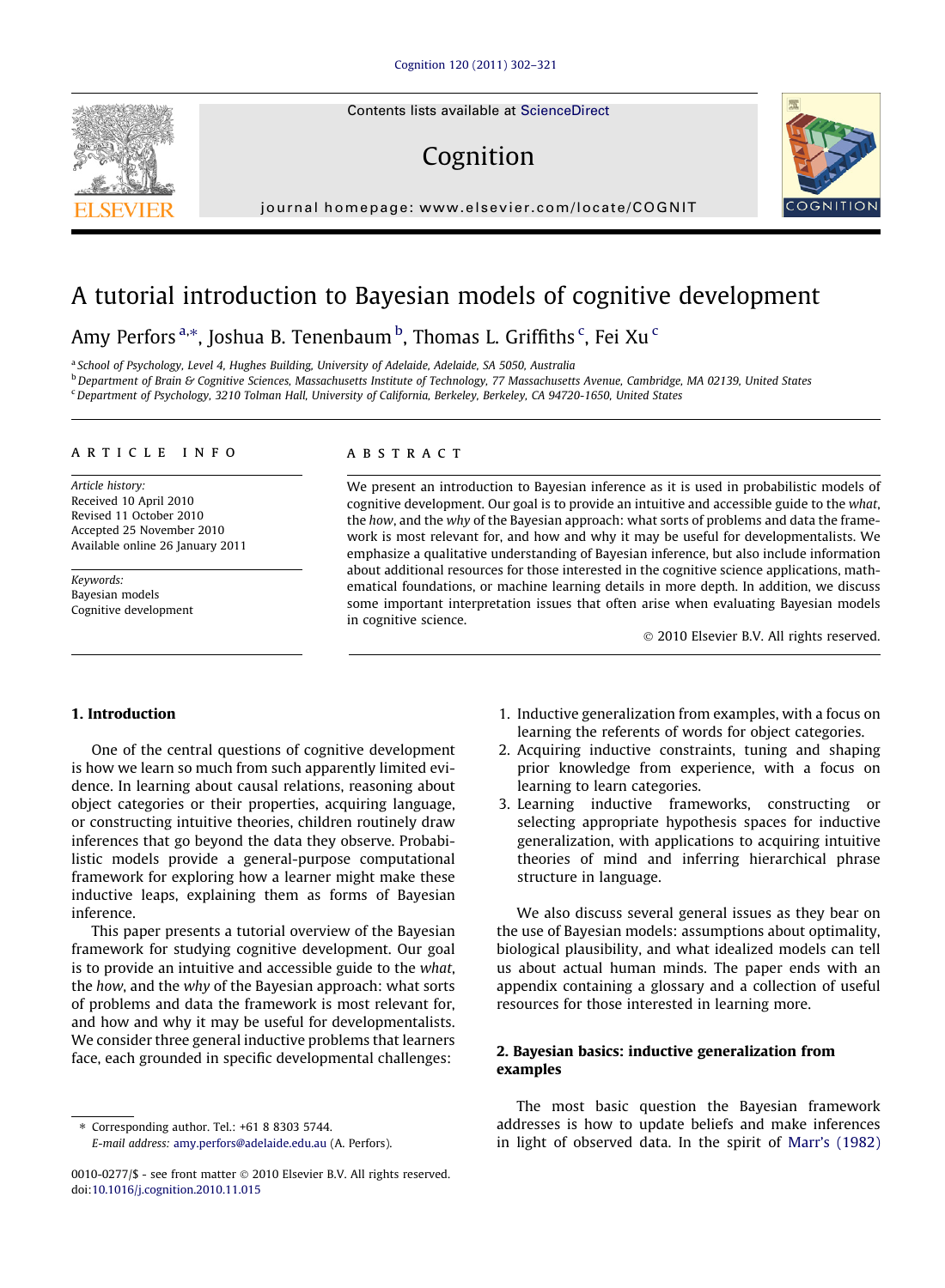Contents lists available at ScienceDirect

# Cognition

journal homepage: www.elsevier.com/locate/COGNIT

# A tutorial introduction to Bayesian models of cognitive development

Amy Perfors [a,*], Joshua B. Tenenbaum [b], Thomas L. Griffiths [c], Fei Xu [c]

[a] School of Psychology, Level 4, Hughes Building, University of Adelaide, Adelaide, SA 5050, Australia

[b] Department of Brain & Cognitive Sciences, Massachusetts Institute of Technology, 77 Massachusetts Avenue, Cambridge, MA 02139, United States

[c] Department of Psychology, 3210 Tolman Hall, University of California, Berkeley, Berkeley, CA 94720-1650, United States

**ARTICLE INFO**

*Article history:*
Received 10 April 2010
Revised 11 October 2010
Accepted 25 November 2010
Available online 26 January 2011

*Keywords:*
Bayesian models
Cognitive development

**ABSTRACT**

We present an introduction to Bayesian inference as it is used in probabilistic models of cognitive development. Our goal is to provide an intuitive and accessible guide to the *what*, the *how*, and the *why* of the Bayesian approach: what sorts of problems and data the framework is most relevant for, and how and why it may be useful for developmentalists. We emphasize a qualitative understanding of Bayesian inference, but also include information about additional resources for those interested in the cognitive science applications, mathematical foundations, or machine learning details in more depth. In addition, we discuss some important interpretation issues that often arise when evaluating Bayesian models in cognitive science.

© 2010 Elsevier B.V. All rights reserved.

## 1. Introduction

One of the central questions of cognitive development is how we learn so much from such apparently limited evidence. In learning about causal relations, reasoning about object categories or their properties, acquiring language, or constructing intuitive theories, children routinely draw inferences that go beyond the data they observe. Probabilistic models provide a general-purpose computational framework for exploring how a learner might make these inductive leaps, explaining them as forms of Bayesian inference.

This paper presents a tutorial overview of the Bayesian framework for studying cognitive development. Our goal is to provide an intuitive and accessible guide to the *what*, the *how*, and the *why* of the Bayesian approach: what sorts of problems and data the framework is most relevant for, and how and why it may be useful for developmentalists. We consider three general inductive problems that learners face, each grounded in specific developmental challenges:

1. Inductive generalization from examples, with a focus on learning the referents of words for object categories.
2. Acquiring inductive constraints, tuning and shaping prior knowledge from experience, with a focus on learning to learn categories.
3. Learning inductive frameworks, constructing or selecting appropriate hypothesis spaces for inductive generalization, with applications to acquiring intuitive theories of mind and inferring hierarchical phrase structure in language.

We also discuss several general issues as they bear on the use of Bayesian models: assumptions about optimality, biological plausibility, and what idealized models can tell us about actual human minds. The paper ends with an appendix containing a glossary and a collection of useful resources for those interested in learning more.

## 2. Bayesian basics: inductive generalization from examples

The most basic question the Bayesian framework addresses is how to update beliefs and make inferences in light of observed data. In the spirit of Marr's (1982)

* Corresponding author. Tel.: +61 8 8303 5744.
E-mail address: amy.perfors@adelaide.edu.au (A. Perfors).

0010-0277/$ - see front matter © 2010 Elsevier B.V. All rights reserved.
doi:10.1016/j.cognition.2010.11.015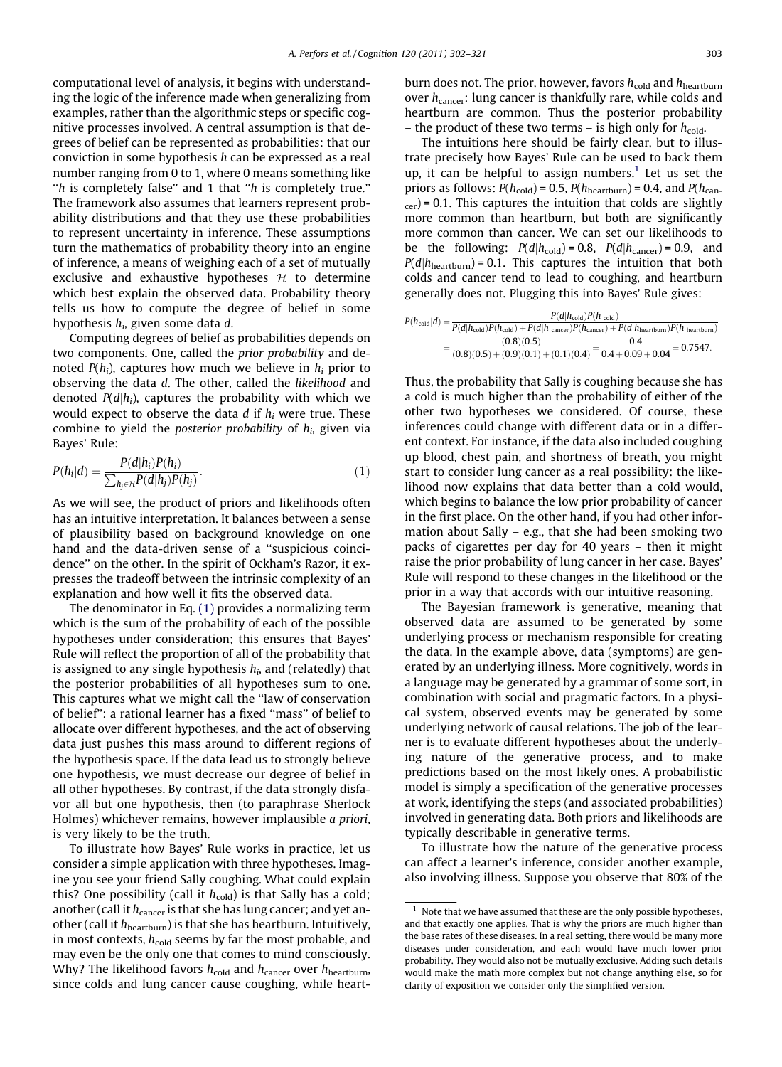computational level of analysis, it begins with understanding the logic of the inference made when generalizing from examples, rather than the algorithmic steps or specific cognitive processes involved. A central assumption is that degrees of belief can be represented as probabilities: that our conviction in some hypothesis $h$ can be expressed as a real number ranging from 0 to 1, where 0 means something like "$h$ is completely false" and 1 that "$h$ is completely true." The framework also assumes that learners represent probability distributions and that they use these probabilities to represent uncertainty in inference. These assumptions turn the mathematics of probability theory into an engine of inference, a means of weighing each of a set of mutually exclusive and exhaustive hypotheses $\mathcal{H}$ to determine which best explain the observed data. Probability theory tells us how to compute the degree of belief in some hypothesis $h_i$, given some data $d$.

Computing degrees of belief as probabilities depends on two components. One, called the *prior probability* and denoted $P(h_i)$, captures how much we believe in $h_i$ prior to observing the data $d$. The other, called the *likelihood* and denoted $P(d|h_i)$, captures the probability with which we would expect to observe the data $d$ if $h_i$ were true. These combine to yield the *posterior probability* of $h_i$, given via Bayes' Rule:

$$P(h_i|d) = \frac{P(d|h_i)P(h_i)}{\sum_{h_j \in \mathcal{H}} P(d|h_j)P(h_j)}. \tag{1}$$

As we will see, the product of priors and likelihoods often has an intuitive interpretation. It balances between a sense of plausibility based on background knowledge on one hand and the data-driven sense of a "suspicious coincidence" on the other. In the spirit of Ockham's Razor, it expresses the tradeoff between the intrinsic complexity of an explanation and how well it fits the observed data.

The denominator in Eq. (1) provides a normalizing term which is the sum of the probability of each of the possible hypotheses under consideration; this ensures that Bayes' Rule will reflect the proportion of all of the probability that is assigned to any single hypothesis $h_i$, and (relatedly) that the posterior probabilities of all hypotheses sum to one. This captures what we might call the "law of conservation of belief": a rational learner has a fixed "mass" of belief to allocate over different hypotheses, and the act of observing data just pushes this mass around to different regions of the hypothesis space. If the data lead us to strongly believe one hypothesis, we must decrease our degree of belief in all other hypotheses. By contrast, if the data strongly disfavor all but one hypothesis, then (to paraphrase Sherlock Holmes) whichever remains, however implausible *a priori*, is very likely to be the truth.

To illustrate how Bayes' Rule works in practice, let us consider a simple application with three hypotheses. Imagine you see your friend Sally coughing. What could explain this? One possibility (call it $h_{\text{cold}}$) is that Sally has a cold; another (call it $h_{\text{cancer}}$ is that she has lung cancer; and yet another (call it $h_{\text{heartburn}}$) is that she has heartburn. Intuitively, in most contexts, $h_{\text{cold}}$ seems by far the most probable, and may even be the only one that comes to mind consciously. Why? The likelihood favors $h_{\text{cold}}$ and $h_{\text{cancer}}$ over $h_{\text{heartburn}}$, since colds and lung cancer cause coughing, while heartburn does not. The prior, however, favors $h_{\text{cold}}$ and $h_{\text{heartburn}}$ over $h_{\text{cancer}}$: lung cancer is thankfully rare, while colds and heartburn are common. Thus the posterior probability – the product of these two terms – is high only for $h_{\text{cold}}$.

The intuitions here should be fairly clear, but to illustrate precisely how Bayes' Rule can be used to back them up, it can be helpful to assign numbers.[1] Let us set the priors as follows: $P(h_{\text{cold}}) = 0.5$, $P(h_{\text{heartburn}}) = 0.4$, and $P(h_{\text{cancer}}) = 0.1$. This captures the intuition that colds are slightly more common than heartburn, but both are significantly more common than cancer. We can set our likelihoods to be the following: $P(d|h_{\text{cold}}) = 0.8$, $P(d|h_{\text{cancer}}) = 0.9$, and $P(d|h_{\text{heartburn}}) = 0.1$. This captures the intuition that both colds and cancer tend to lead to coughing, and heartburn generally does not. Plugging this into Bayes' Rule gives:

$$P(h_{\text{cold}}|d) = \frac{P(d|h_{\text{cold}})P(h_{\text{cold}})}{P(d|h_{\text{cold}})P(h_{\text{cold}}) + P(d|h_{\text{cancer}})P(h_{\text{cancer}}) + P(d|h_{\text{heartburn}})P(h_{\text{heartburn}})}$$
$$= \frac{(0.8)(0.5)}{(0.8)(0.5) + (0.9)(0.1) + (0.1)(0.4)} = \frac{0.4}{0.4 + 0.09 + 0.04} = 0.7547.$$

Thus, the probability that Sally is coughing because she has a cold is much higher than the probability of either of the other two hypotheses we considered. Of course, these inferences could change with different data or in a different context. For instance, if the data also included coughing up blood, chest pain, and shortness of breath, you might start to consider lung cancer as a real possibility: the likelihood now explains that data better than a cold would, which begins to balance the low prior probability of cancer in the first place. On the other hand, if you had other information about Sally – e.g., that she had been smoking two packs of cigarettes per day for 40 years – then it might raise the prior probability of lung cancer in her case. Bayes' Rule will respond to these changes in the likelihood or the prior in a way that accords with our intuitive reasoning.

The Bayesian framework is generative, meaning that observed data are assumed to be generated by some underlying process or mechanism responsible for creating the data. In the example above, data (symptoms) are generated by an underlying illness. More cognitively, words in a language may be generated by a grammar of some sort, in combination with social and pragmatic factors. In a physical system, observed events may be generated by some underlying network of causal relations. The job of the learner is to evaluate different hypotheses about the underlying nature of the generative process, and to make predictions based on the most likely ones. A probabilistic model is simply a specification of the generative processes at work, identifying the steps (and associated probabilities) involved in generating data. Both priors and likelihoods are typically describable in generative terms.

To illustrate how the nature of the generative process can affect a learner's inference, consider another example, also involving illness. Suppose you observe that 80% of the

[1] Note that we have assumed that these are the only possible hypotheses, and that exactly one applies. That is why the priors are much higher than the base rates of these diseases. In a real setting, there would be many more diseases under consideration, and each would have much lower prior probability. They would also not be mutually exclusive. Adding such details would make the math more complex but not change anything else, so for clarity of exposition we consider only the simplified version.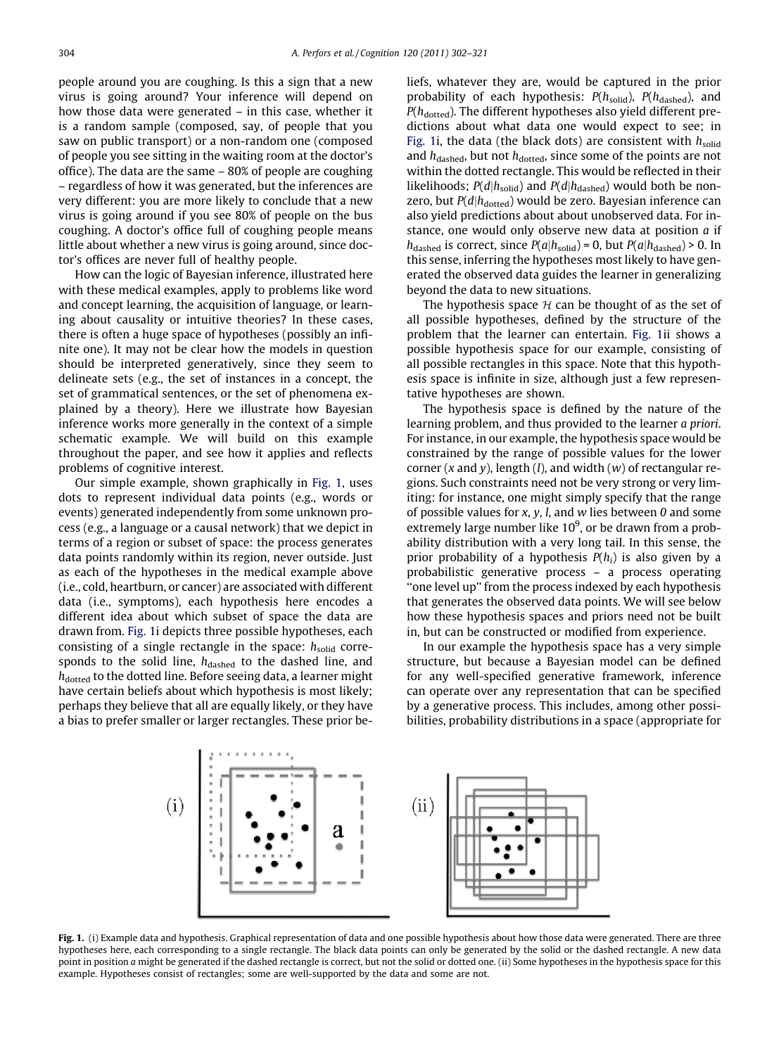people around you are coughing. Is this a sign that a new virus is going around? Your inference will depend on how those data were generated – in this case, whether it is a random sample (composed, say, of people that you saw on public transport) or a non-random one (composed of people you see sitting in the waiting room at the doctor's office). The data are the same – 80% of people are coughing – regardless of how it was generated, but the inferences are very different: you are more likely to conclude that a new virus is going around if you see 80% of people on the bus coughing. A doctor's office full of coughing people means little about whether a new virus is going around, since doctor's offices are never full of healthy people.

How can the logic of Bayesian inference, illustrated here with these medical examples, apply to problems like word and concept learning, the acquisition of language, or learning about causality or intuitive theories? In these cases, there is often a huge space of hypotheses (possibly an infinite one). It may not be clear how the models in question should be interpreted generatively, since they seem to delineate sets (e.g., the set of instances in a concept, the set of grammatical sentences, or the set of phenomena explained by a theory). Here we illustrate how Bayesian inference works more generally in the context of a simple schematic example. We will build on this example throughout the paper, and see how it applies and reflects problems of cognitive interest.

Our simple example, shown graphically in Fig. 1, uses dots to represent individual data points (e.g., words or events) generated independently from some unknown process (e.g., a language or a causal network) that we depict in terms of a region or subset of space: the process generates data points randomly within its region, never outside. Just as each of the hypotheses in the medical example above (i.e., cold, heartburn, or cancer) are associated with different data (i.e., symptoms), each hypothesis here encodes a different idea about which subset of space the data are drawn from. Fig. 1i depicts three possible hypotheses, each consisting of a single rectangle in the space: $h_{\text{solid}}$ corresponds to the solid line, $h_{\text{dashed}}$ to the dashed line, and $h_{\text{dotted}}$ to the dotted line. Before seeing data, a learner might have certain beliefs about which hypothesis is most likely; perhaps they believe that all are equally likely, or they have a bias to prefer smaller or larger rectangles. These prior beliefs, whatever they are, would be captured in the prior probability of each hypothesis: $P(h_{\text{solid}})$, $P(h_{\text{dashed}})$, and $P(h_{\text{dotted}})$. The different hypotheses also yield different predictions about what data one would expect to see; in Fig. 1i, the data (the black dots) are consistent with $h_{\text{solid}}$ and $h_{\text{dashed}}$, but not $h_{\text{dotted}}$, since some of the points are not within the dotted rectangle. This would be reflected in their likelihoods; $P(d|h_{\text{solid}})$ and $P(d|h_{\text{dashed}})$ would both be non-zero, but $P(d|h_{\text{dotted}})$ would be zero. Bayesian inference can also yield predictions about about unobserved data. For instance, one would only observe new data at position $a$ if $h_{\text{dashed}}$ is correct, since $P(a|h_{\text{solid}}) = 0$, but $P(a|h_{\text{dashed}}) > 0$. In this sense, inferring the hypotheses most likely to have generated the observed data guides the learner in generalizing beyond the data to new situations.

The hypothesis space $\mathcal{H}$ can be thought of as the set of all possible hypotheses, defined by the structure of the problem that the learner can entertain. Fig. 1ii shows a possible hypothesis space for our example, consisting of all possible rectangles in this space. Note that this hypothesis space is infinite in size, although just a few representative hypotheses are shown.

The hypothesis space is defined by the nature of the learning problem, and thus provided to the learner *a priori*. For instance, in our example, the hypothesis space would be constrained by the range of possible values for the lower corner ($x$ and $y$), length ($l$), and width ($w$) of rectangular regions. Such constraints need not be very strong or very limiting: for instance, one might simply specify that the range of possible values for $x$, $y$, $l$, and $w$ lies between *0* and some extremely large number like $10^9$, or be drawn from a probability distribution with a very long tail. In this sense, the prior probability of a hypothesis $P(h_i)$ is also given by a probabilistic generative process – a process operating "one level up" from the process indexed by each hypothesis that generates the observed data points. We will see below how these hypothesis spaces and priors need not be built in, but can be constructed or modified from experience.

In our example the hypothesis space has a very simple structure, but because a Bayesian model can be defined for any well-specified generative framework, inference can operate over any representation that can be specified by a generative process. This includes, among other possibilities, probability distributions in a space (appropriate for

(i)

a

(ii)

**Fig. 1.** (i) Example data and hypothesis. Graphical representation of data and one possible hypothesis about how those data were generated. There are three hypotheses here, each corresponding to a single rectangle. The black data points can only be generated by the solid or the dashed rectangle. A new data point in position *a* might be generated if the dashed rectangle is correct, but not the solid or dotted one. (ii) Some hypotheses in the hypothesis space for this example. Hypotheses consist of rectangles; some are well-supported by the data and some are not.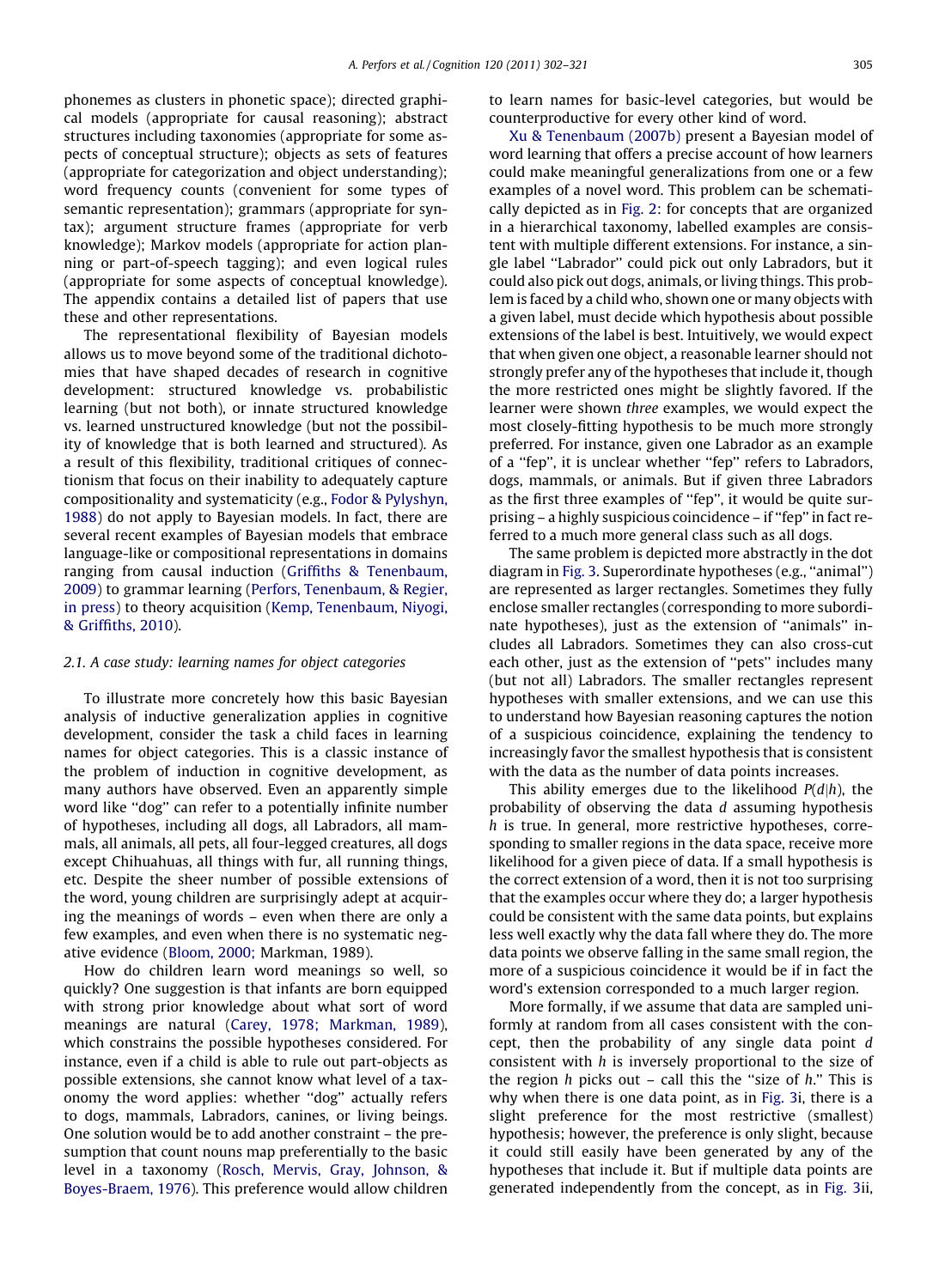phonemes as clusters in phonetic space); directed graphical models (appropriate for causal reasoning); abstract structures including taxonomies (appropriate for some aspects of conceptual structure); objects as sets of features (appropriate for categorization and object understanding); word frequency counts (convenient for some types of semantic representation); grammars (appropriate for syntax); argument structure frames (appropriate for verb knowledge); Markov models (appropriate for action planning or part-of-speech tagging); and even logical rules (appropriate for some aspects of conceptual knowledge). The appendix contains a detailed list of papers that use these and other representations.

The representational flexibility of Bayesian models allows us to move beyond some of the traditional dichotomies that have shaped decades of research in cognitive development: structured knowledge vs. probabilistic learning (but not both), or innate structured knowledge vs. learned unstructured knowledge (but not the possibility of knowledge that is both learned and structured). As a result of this flexibility, traditional critiques of connectionism that focus on their inability to adequately capture compositionality and systematicity (e.g., Fodor & Pylyshyn, 1988) do not apply to Bayesian models. In fact, there are several recent examples of Bayesian models that embrace language-like or compositional representations in domains ranging from causal induction (Griffiths & Tenenbaum, 2009) to grammar learning (Perfors, Tenenbaum, & Regier, in press) to theory acquisition (Kemp, Tenenbaum, Niyogi, & Griffiths, 2010).

### 2.1. A case study: learning names for object categories

To illustrate more concretely how this basic Bayesian analysis of inductive generalization applies in cognitive development, consider the task a child faces in learning names for object categories. This is a classic instance of the problem of induction in cognitive development, as many authors have observed. Even an apparently simple word like ''dog'' can refer to a potentially infinite number of hypotheses, including all dogs, all Labradors, all mammals, all animals, all pets, all four-legged creatures, all dogs except Chihuahuas, all things with fur, all running things, etc. Despite the sheer number of possible extensions of the word, young children are surprisingly adept at acquiring the meanings of words – even when there are only a few examples, and even when there is no systematic negative evidence (Bloom, 2000; Markman, 1989).

How do children learn word meanings so well, so quickly? One suggestion is that infants are born equipped with strong prior knowledge about what sort of word meanings are natural (Carey, 1978; Markman, 1989), which constrains the possible hypotheses considered. For instance, even if a child is able to rule out part-objects as possible extensions, she cannot know what level of a taxonomy the word applies: whether ''dog'' actually refers to dogs, mammals, Labradors, canines, or living beings. One solution would be to add another constraint – the presumption that count nouns map preferentially to the basic level in a taxonomy (Rosch, Mervis, Gray, Johnson, & Boyes-Braem, 1976). This preference would allow children to learn names for basic-level categories, but would be counterproductive for every other kind of word.

Xu & Tenenbaum (2007b) present a Bayesian model of word learning that offers a precise account of how learners could make meaningful generalizations from one or a few examples of a novel word. This problem can be schematically depicted as in Fig. 2: for concepts that are organized in a hierarchical taxonomy, labelled examples are consistent with multiple different extensions. For instance, a single label ''Labrador'' could pick out only Labradors, but it could also pick out dogs, animals, or living things. This problem is faced by a child who, shown one or many objects with a given label, must decide which hypothesis about possible extensions of the label is best. Intuitively, we would expect that when given one object, a reasonable learner should not strongly prefer any of the hypotheses that include it, though the more restricted ones might be slightly favored. If the learner were shown *three* examples, we would expect the most closely-fitting hypothesis to be much more strongly preferred. For instance, given one Labrador as an example of a ''fep'', it is unclear whether ''fep'' refers to Labradors, dogs, mammals, or animals. But if given three Labradors as the first three examples of ''fep'', it would be quite surprising – a highly suspicious coincidence – if ''fep'' in fact referred to a much more general class such as all dogs.

The same problem is depicted more abstractly in the dot diagram in Fig. 3. Superordinate hypotheses (e.g., ''animal'') are represented as larger rectangles. Sometimes they fully enclose smaller rectangles (corresponding to more subordinate hypotheses), just as the extension of ''animals'' includes all Labradors. Sometimes they can also cross-cut each other, just as the extension of ''pets'' includes many (but not all) Labradors. The smaller rectangles represent hypotheses with smaller extensions, and we can use this to understand how Bayesian reasoning captures the notion of a suspicious coincidence, explaining the tendency to increasingly favor the smallest hypothesis that is consistent with the data as the number of data points increases.

This ability emerges due to the likelihood $P(d|h)$, the probability of observing the data $d$ assuming hypothesis $h$ is true. In general, more restrictive hypotheses, corresponding to smaller regions in the data space, receive more likelihood for a given piece of data. If a small hypothesis is the correct extension of a word, then it is not too surprising that the examples occur where they do; a larger hypothesis could be consistent with the same data points, but explains less well exactly why the data fall where they do. The more data points we observe falling in the same small region, the more of a suspicious coincidence it would be if in fact the word's extension corresponded to a much larger region.

More formally, if we assume that data are sampled uniformly at random from all cases consistent with the concept, then the probability of any single data point $d$ consistent with $h$ is inversely proportional to the size of the region $h$ picks out – call this the ''size of $h$.'' This is why when there is one data point, as in Fig. 3i, there is a slight preference for the most restrictive (smallest) hypothesis; however, the preference is only slight, because it could still easily have been generated by any of the hypotheses that include it. But if multiple data points are generated independently from the concept, as in Fig. 3ii,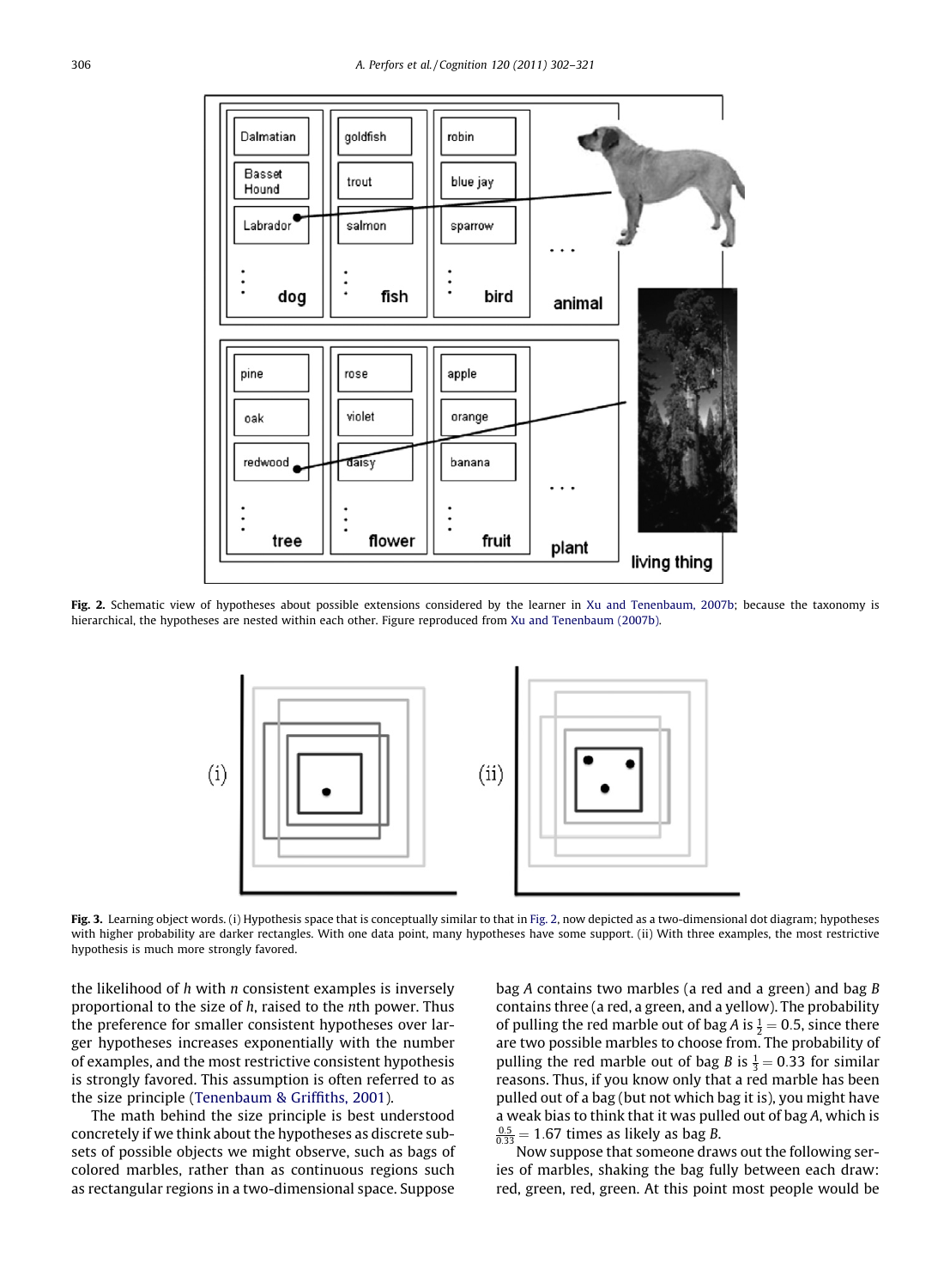Fig. 2. Schematic view of hypotheses about possible extensions considered by the learner in Xu and Tenenbaum, 2007b; because the taxonomy is hierarchical, the hypotheses are nested within each other. Figure reproduced from Xu and Tenenbaum (2007b).

Fig. 3. Learning object words. (i) Hypothesis space that is conceptually similar to that in Fig. 2, now depicted as a two-dimensional dot diagram; hypotheses with higher probability are darker rectangles. With one data point, many hypotheses have some support. (ii) With three examples, the most restrictive hypothesis is much more strongly favored.

the likelihood of $h$ with $n$ consistent examples is inversely proportional to the size of $h$, raised to the $n$th power. Thus the preference for smaller consistent hypotheses over larger hypotheses increases exponentially with the number of examples, and the most restrictive consistent hypothesis is strongly favored. This assumption is often referred to as the size principle (Tenenbaum & Griffiths, 2001).

The math behind the size principle is best understood concretely if we think about the hypotheses as discrete subsets of possible objects we might observe, such as bags of colored marbles, rather than as continuous regions such as rectangular regions in a two-dimensional space. Suppose bag *A* contains two marbles (a red and a green) and bag *B* contains three (a red, a green, and a yellow). The probability of pulling the red marble out of bag *A* is $\frac{1}{2} = 0.5$, since there are two possible marbles to choose from. The probability of pulling the red marble out of bag *B* is $\frac{1}{3} = 0.33$ for similar reasons. Thus, if you know only that a red marble has been pulled out of a bag (but not which bag it is), you might have a weak bias to think that it was pulled out of bag *A*, which is $\frac{0.5}{0.33} = 1.67$ times as likely as bag *B*.

Now suppose that someone draws out the following series of marbles, shaking the bag fully between each draw: red, green, red, green. At this point most people would be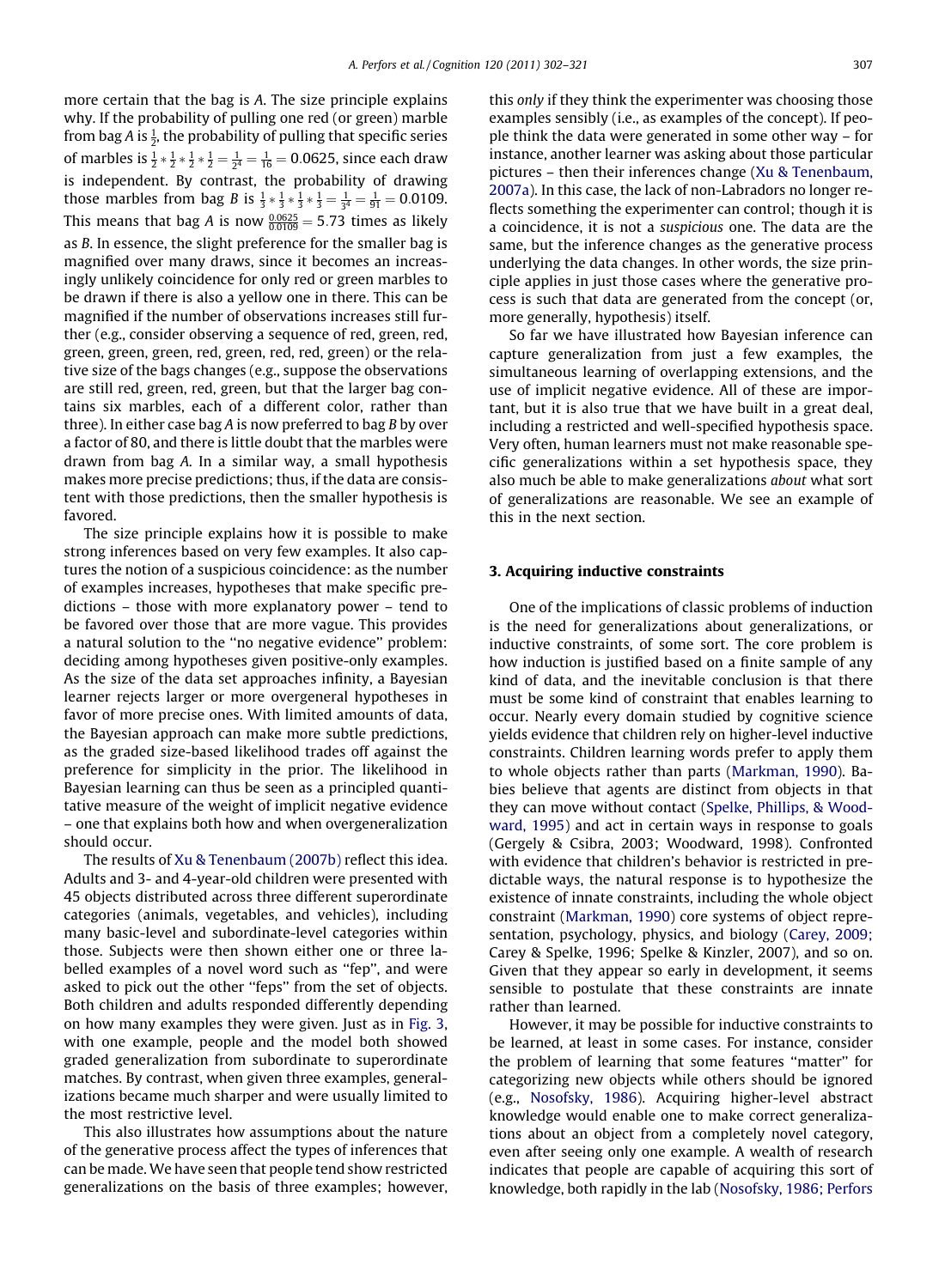more certain that the bag is *A*. The size principle explains why. If the probability of pulling one red (or green) marble from bag *A* is $\frac{1}{2}$, the probability of pulling that specific series of marbles is $\frac{1}{2} * \frac{1}{2} * \frac{1}{2} * \frac{1}{2} = \frac{1}{2^4} = \frac{1}{16} = 0.0625$, since each draw is independent. By contrast, the probability of drawing those marbles from bag *B* is $\frac{1}{3} * \frac{1}{3} * \frac{1}{3} * \frac{1}{3} = \frac{1}{3^4} = \frac{1}{91} = 0.0109$. This means that bag *A* is now $\frac{0.0625}{0.0109} = 5.73$ times as likely as *B*. In essence, the slight preference for the smaller bag is magnified over many draws, since it becomes an increasingly unlikely coincidence for only red or green marbles to be drawn if there is also a yellow one in there. This can be magnified if the number of observations increases still further (e.g., consider observing a sequence of red, green, red, green, green, green, red, green, red, red, green) or the relative size of the bags changes (e.g., suppose the observations are still red, green, red, green, but that the larger bag contains six marbles, each of a different color, rather than three). In either case bag *A* is now preferred to bag *B* by over a factor of 80, and there is little doubt that the marbles were drawn from bag *A*. In a similar way, a small hypothesis makes more precise predictions; thus, if the data are consistent with those predictions, then the smaller hypothesis is favored.

The size principle explains how it is possible to make strong inferences based on very few examples. It also captures the notion of a suspicious coincidence: as the number of examples increases, hypotheses that make specific predictions – those with more explanatory power – tend to be favored over those that are more vague. This provides a natural solution to the "no negative evidence" problem: deciding among hypotheses given positive-only examples. As the size of the data set approaches infinity, a Bayesian learner rejects larger or more overgeneral hypotheses in favor of more precise ones. With limited amounts of data, the Bayesian approach can make more subtle predictions, as the graded size-based likelihood trades off against the preference for simplicity in the prior. The likelihood in Bayesian learning can thus be seen as a principled quantitative measure of the weight of implicit negative evidence – one that explains both how and when overgeneralization should occur.

The results of Xu & Tenenbaum (2007b) reflect this idea. Adults and 3- and 4-year-old children were presented with 45 objects distributed across three different superordinate categories (animals, vegetables, and vehicles), including many basic-level and subordinate-level categories within those. Subjects were then shown either one or three labelled examples of a novel word such as "fep", and were asked to pick out the other "feps" from the set of objects. Both children and adults responded differently depending on how many examples they were given. Just as in Fig. 3, with one example, people and the model both showed graded generalization from subordinate to superordinate matches. By contrast, when given three examples, generalizations became much sharper and were usually limited to the most restrictive level.

This also illustrates how assumptions about the nature of the generative process affect the types of inferences that can be made. We have seen that people tend show restricted generalizations on the basis of three examples; however, this *only* if they think the experimenter was choosing those examples sensibly (i.e., as examples of the concept). If people think the data were generated in some other way – for instance, another learner was asking about those particular pictures – then their inferences change (Xu & Tenenbaum, 2007a). In this case, the lack of non-Labradors no longer reflects something the experimenter can control; though it is a coincidence, it is not a *suspicious* one. The data are the same, but the inference changes as the generative process underlying the data changes. In other words, the size principle applies in just those cases where the generative process is such that data are generated from the concept (or, more generally, hypothesis) itself.

So far we have illustrated how Bayesian inference can capture generalization from just a few examples, the simultaneous learning of overlapping extensions, and the use of implicit negative evidence. All of these are important, but it is also true that we have built in a great deal, including a restricted and well-specified hypothesis space. Very often, human learners must not make reasonable specific generalizations within a set hypothesis space, they also much be able to make generalizations *about* what sort of generalizations are reasonable. We see an example of this in the next section.

## 3. Acquiring inductive constraints

One of the implications of classic problems of induction is the need for generalizations about generalizations, or inductive constraints, of some sort. The core problem is how induction is justified based on a finite sample of any kind of data, and the inevitable conclusion is that there must be some kind of constraint that enables learning to occur. Nearly every domain studied by cognitive science yields evidence that children rely on higher-level inductive constraints. Children learning words prefer to apply them to whole objects rather than parts (Markman, 1990). Babies believe that agents are distinct from objects in that they can move without contact (Spelke, Phillips, & Woodward, 1995) and act in certain ways in response to goals (Gergely & Csibra, 2003; Woodward, 1998). Confronted with evidence that children's behavior is restricted in predictable ways, the natural response is to hypothesize the existence of innate constraints, including the whole object constraint (Markman, 1990) core systems of object representation, psychology, physics, and biology (Carey, 2009; Carey & Spelke, 1996; Spelke & Kinzler, 2007), and so on. Given that they appear so early in development, it seems sensible to postulate that these constraints are innate rather than learned.

However, it may be possible for inductive constraints to be learned, at least in some cases. For instance, consider the problem of learning that some features "matter" for categorizing new objects while others should be ignored (e.g., Nosofsky, 1986). Acquiring higher-level abstract knowledge would enable one to make correct generalizations about an object from a completely novel category, even after seeing only one example. A wealth of research indicates that people are capable of acquiring this sort of knowledge, both rapidly in the lab (Nosofsky, 1986; Perfors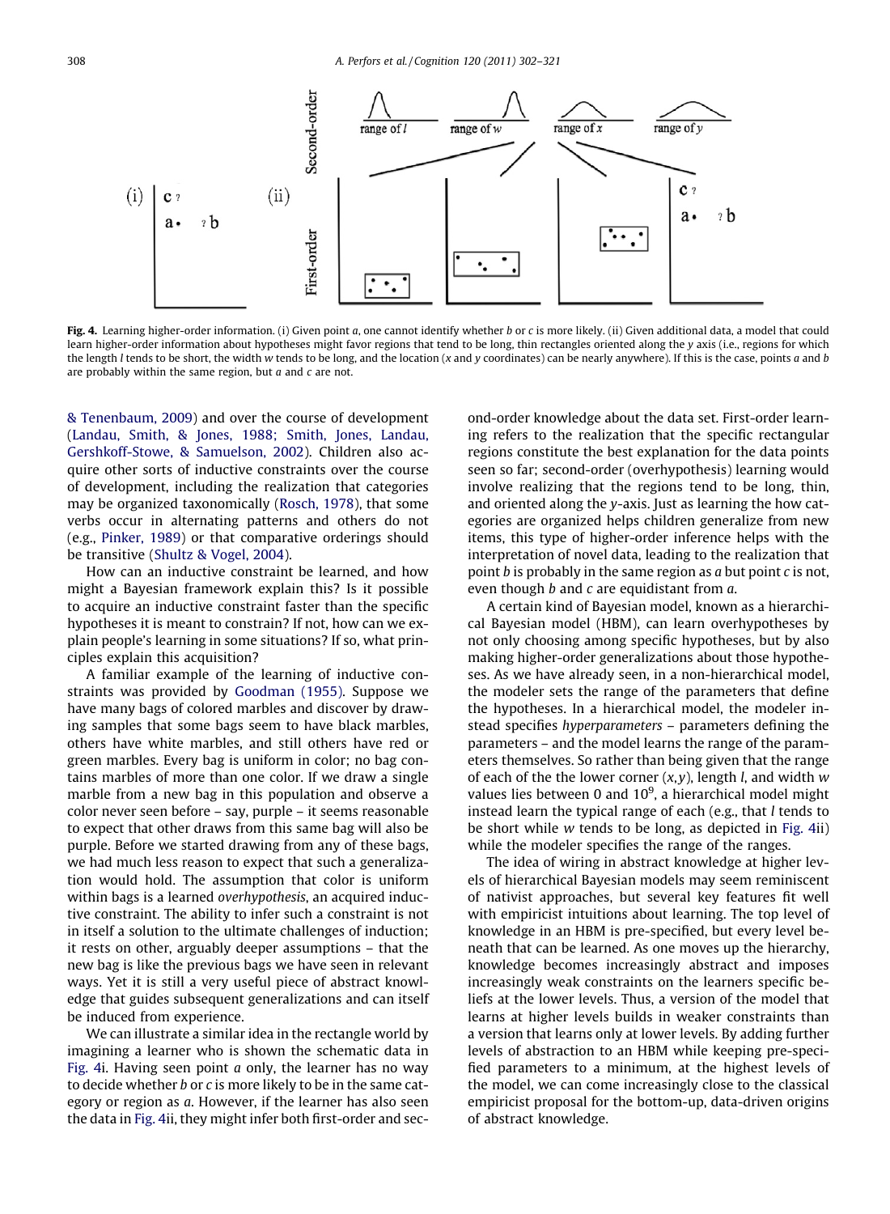Fig. 4. Learning higher-order information. (i) Given point $a$, one cannot identify whether $b$ or $c$ is more likely. (ii) Given additional data, a model that could learn higher-order information about hypotheses might favor regions that tend to be long, thin rectangles oriented along the $y$ axis (i.e., regions for which the length $l$ tends to be short, the width $w$ tends to be long, and the location ($x$ and $y$ coordinates) can be nearly anywhere). If this is the case, points $a$ and $b$ are probably within the same region, but $a$ and $c$ are not.

& Tenenbaum, 2009) and over the course of development (Landau, Smith, & Jones, 1988; Smith, Jones, Landau, Gershkoff-Stowe, & Samuelson, 2002). Children also acquire other sorts of inductive constraints over the course of development, including the realization that categories may be organized taxonomically (Rosch, 1978), that some verbs occur in alternating patterns and others do not (e.g., Pinker, 1989) or that comparative orderings should be transitive (Shultz & Vogel, 2004).

How can an inductive constraint be learned, and how might a Bayesian framework explain this? Is it possible to acquire an inductive constraint faster than the specific hypotheses it is meant to constrain? If not, how can we explain people's learning in some situations? If so, what principles explain this acquisition?

A familiar example of the learning of inductive constraints was provided by Goodman (1955). Suppose we have many bags of colored marbles and discover by drawing samples that some bags seem to have black marbles, others have white marbles, and still others have red or green marbles. Every bag is uniform in color; no bag contains marbles of more than one color. If we draw a single marble from a new bag in this population and observe a color never seen before – say, purple – it seems reasonable to expect that other draws from this same bag will also be purple. Before we started drawing from any of these bags, we had much less reason to expect that such a generalization would hold. The assumption that color is uniform within bags is a learned *overhypothesis*, an acquired inductive constraint. The ability to infer such a constraint is not in itself a solution to the ultimate challenges of induction; it rests on other, arguably deeper assumptions – that the new bag is like the previous bags we have seen in relevant ways. Yet it is still a very useful piece of abstract knowledge that guides subsequent generalizations and can itself be induced from experience.

We can illustrate a similar idea in the rectangle world by imagining a learner who is shown the schematic data in Fig. 4i. Having seen point $a$ only, the learner has no way to decide whether $b$ or $c$ is more likely to be in the same category or region as $a$. However, if the learner has also seen the data in Fig. 4ii, they might infer both first-order and second-order knowledge about the data set. First-order learning refers to the realization that the specific rectangular regions constitute the best explanation for the data points seen so far; second-order (overhypothesis) learning would involve realizing that the regions tend to be long, thin, and oriented along the $y$-axis. Just as learning the how categories are organized helps children generalize from new items, this type of higher-order inference helps with the interpretation of novel data, leading to the realization that point $b$ is probably in the same region as $a$ but point $c$ is not, even though $b$ and $c$ are equidistant from $a$.

A certain kind of Bayesian model, known as a hierarchical Bayesian model (HBM), can learn overhypotheses by not only choosing among specific hypotheses, but by also making higher-order generalizations about those hypotheses. As we have already seen, in a non-hierarchical model, the modeler sets the range of the parameters that define the hypotheses. In a hierarchical model, the modeler instead specifies *hyperparameters* – parameters defining the parameters – and the model learns the range of the parameters themselves. So rather than being given that the range of each of the lower corner $(x,y)$, length $l$, and width $w$ values lies between 0 and $10^9$, a hierarchical model might instead learn the typical range of each (e.g., that $l$ tends to be short while $w$ tends to be long, as depicted in Fig. 4ii) while the modeler specifies the range of the ranges.

The idea of wiring in abstract knowledge at higher levels of hierarchical Bayesian models may seem reminiscent of nativist approaches, but several key features fit well with empiricist intuitions about learning. The top level of knowledge in an HBM is pre-specified, but every level beneath that can be learned. As one moves up the hierarchy, knowledge becomes increasingly abstract and imposes increasingly weak constraints on the learners specific beliefs at the lower levels. Thus, a version of the model that learns at higher levels builds in weaker constraints than a version that learns only at lower levels. By adding further levels of abstraction to an HBM while keeping pre-specified parameters to a minimum, at the highest levels of the model, we can come increasingly close to the classical empiricist proposal for the bottom-up, data-driven origins of abstract knowledge.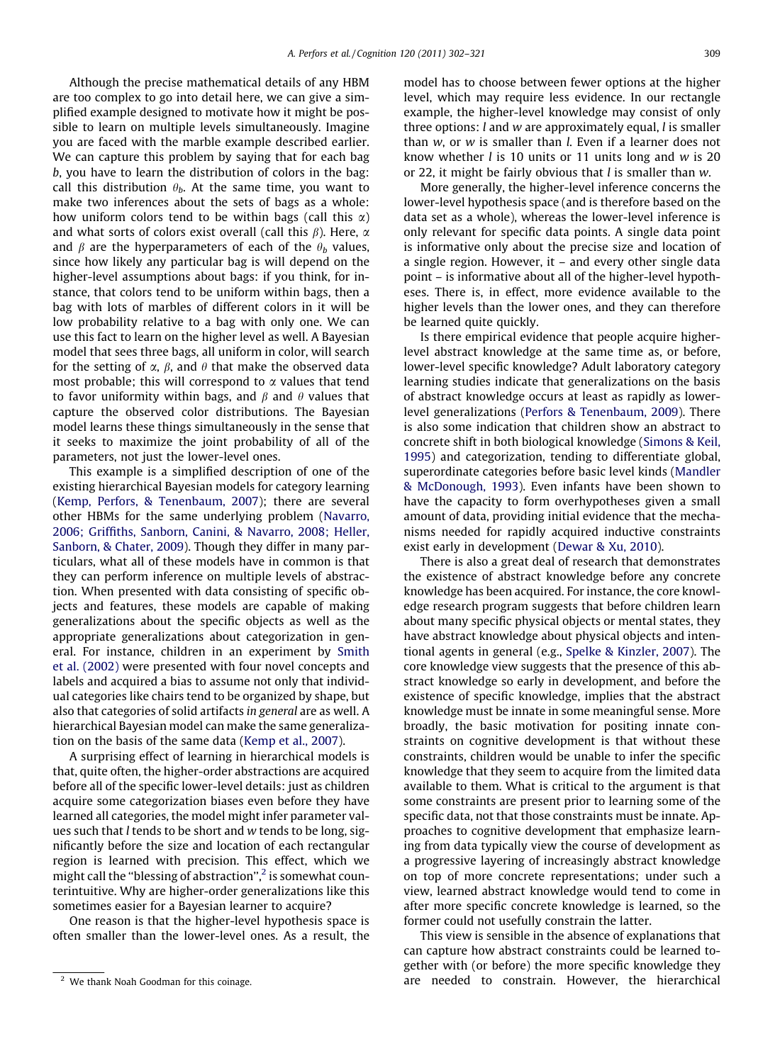Although the precise mathematical details of any HBM are too complex to go into detail here, we can give a simplified example designed to motivate how it might be possible to learn on multiple levels simultaneously. Imagine you are faced with the marble example described earlier. We can capture this problem by saying that for each bag $b$, you have to learn the distribution of colors in the bag: call this distribution $\theta_b$. At the same time, you want to make two inferences about the sets of bags as a whole: how uniform colors tend to be within bags (call this $\alpha$) and what sorts of colors exist overall (call this $\beta$). Here, $\alpha$ and $\beta$ are the hyperparameters of each of the $\theta_b$ values, since how likely any particular bag is will depend on the higher-level assumptions about bags: if you think, for instance, that colors tend to be uniform within bags, then a bag with lots of marbles of different colors in it will be low probability relative to a bag with only one. We can use this fact to learn on the higher level as well. A Bayesian model that sees three bags, all uniform in color, will search for the setting of $\alpha$, $\beta$, and $\theta$ that make the observed data most probable; this will correspond to $\alpha$ values that tend to favor uniformity within bags, and $\beta$ and $\theta$ values that capture the observed color distributions. The Bayesian model learns these things simultaneously in the sense that it seeks to maximize the joint probability of all of the parameters, not just the lower-level ones.

This example is a simplified description of one of the existing hierarchical Bayesian models for category learning (Kemp, Perfors, & Tenenbaum, 2007); there are several other HBMs for the same underlying problem (Navarro, 2006; Griffiths, Sanborn, Canini, & Navarro, 2008; Heller, Sanborn, & Chater, 2009). Though they differ in many particulars, what all of these models have in common is that they can perform inference on multiple levels of abstraction. When presented with data consisting of specific objects and features, these models are capable of making generalizations about the specific objects as well as the appropriate generalizations about categorization in general. For instance, children in an experiment by Smith et al. (2002) were presented with four novel concepts and labels and acquired a bias to assume not only that individual categories like chairs tend to be organized by shape, but also that categories of solid artifacts *in general* are as well. A hierarchical Bayesian model can make the same generalization on the basis of the same data (Kemp et al., 2007).

A surprising effect of learning in hierarchical models is that, quite often, the higher-order abstractions are acquired before all of the specific lower-level details: just as children acquire some categorization biases even before they have learned all categories, the model might infer parameter values such that $l$ tends to be short and $w$ tends to be long, significantly before the size and location of each rectangular region is learned with precision. This effect, which we might call the "blessing of abstraction",[2] is somewhat counterintuitive. Why are higher-order generalizations like this sometimes easier for a Bayesian learner to acquire?

One reason is that the higher-level hypothesis space is often smaller than the lower-level ones. As a result, the model has to choose between fewer options at the higher level, which may require less evidence. In our rectangle example, the higher-level knowledge may consist of only three options: $l$ and $w$ are approximately equal, $l$ is smaller than $w$, or $w$ is smaller than $l$. Even if a learner does not know whether $l$ is 10 units or 11 units long and $w$ is 20 or 22, it might be fairly obvious that $l$ is smaller than $w$.

More generally, the higher-level inference concerns the lower-level hypothesis space (and is therefore based on the data set as a whole), whereas the lower-level inference is only relevant for specific data points. A single data point is informative only about the precise size and location of a single region. However, it – and every other single data point – is informative about all of the higher-level hypotheses. There is, in effect, more evidence available to the higher levels than the lower ones, and they can therefore be learned quite quickly.

Is there empirical evidence that people acquire higher-level abstract knowledge at the same time as, or before, lower-level specific knowledge? Adult laboratory category learning studies indicate that generalizations on the basis of abstract knowledge occurs at least as rapidly as lower-level generalizations (Perfors & Tenenbaum, 2009). There is also some indication that children show an abstract to concrete shift in both biological knowledge (Simons & Keil, 1995) and categorization, tending to differentiate global, superordinate categories before basic level kinds (Mandler & McDonough, 1993). Even infants have been shown to have the capacity to form overhypotheses given a small amount of data, providing initial evidence that the mechanisms needed for rapidly acquired inductive constraints exist early in development (Dewar & Xu, 2010).

There is also a great deal of research that demonstrates the existence of abstract knowledge before any concrete knowledge has been acquired. For instance, the core knowledge research program suggests that before children learn about many specific physical objects or mental states, they have abstract knowledge about physical objects and intentional agents in general (e.g., Spelke & Kinzler, 2007). The core knowledge view suggests that the presence of this abstract knowledge so early in development, and before the existence of specific knowledge, implies that the abstract knowledge must be innate in some meaningful sense. More broadly, the basic motivation for positing innate constraints on cognitive development is that without these constraints, children would be unable to infer the specific knowledge that they seem to acquire from the limited data available to them. What is critical to the argument is that some constraints are present prior to learning some of the specific data, not that those constraints must be innate. Approaches to cognitive development that emphasize learning from data typically view the course of development as a progressive layering of increasingly abstract knowledge on top of more concrete representations; under such a view, learned abstract knowledge would tend to come in after more specific concrete knowledge is learned, so the former could not usefully constrain the latter.

This view is sensible in the absence of explanations that can capture how abstract constraints could be learned together with (or before) the more specific knowledge they are needed to constrain. However, the hierarchical

[2] We thank Noah Goodman for this coinage.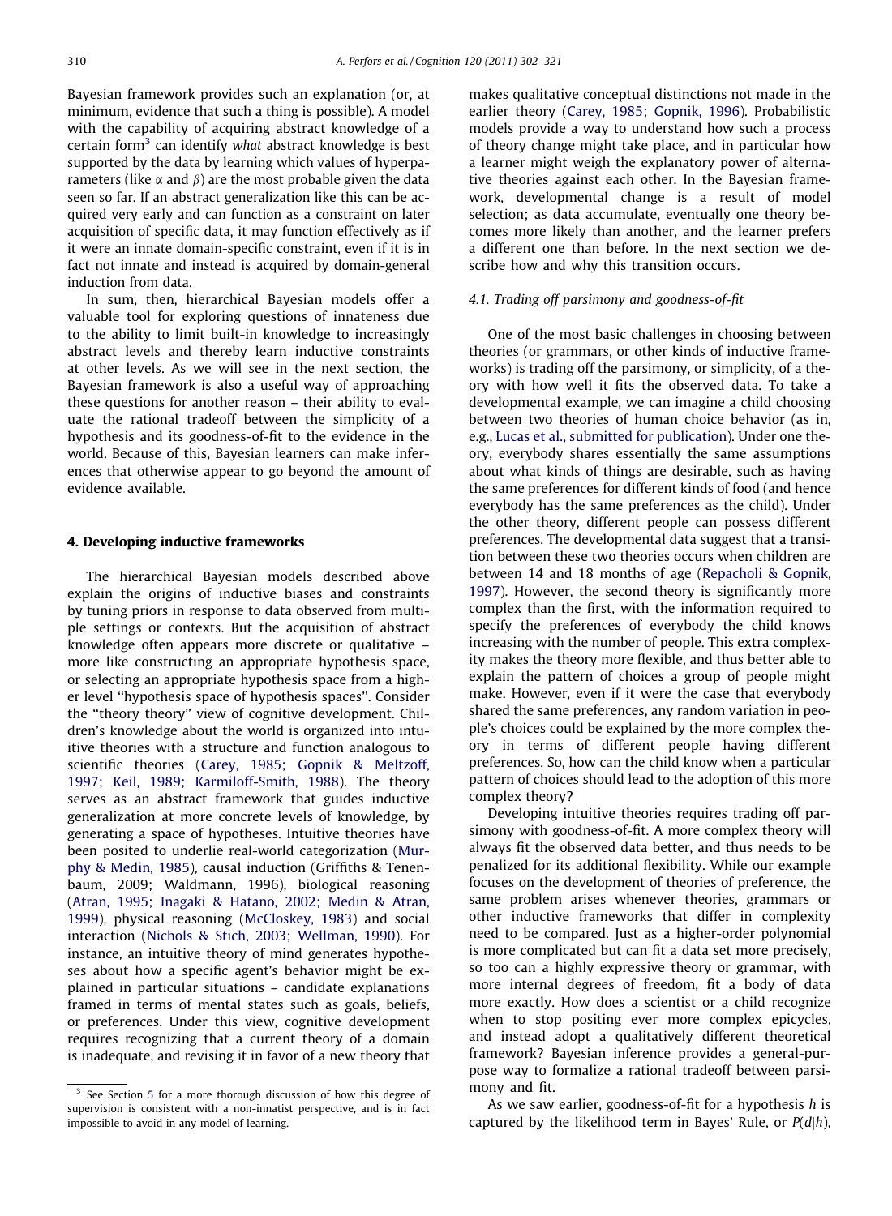Bayesian framework provides such an explanation (or, at minimum, evidence that such a thing is possible). A model with the capability of acquiring abstract knowledge of a certain form[3] can identify *what* abstract knowledge is best supported by the data by learning which values of hyperparameters (like $\alpha$ and $\beta$) are the most probable given the data seen so far. If an abstract generalization like this can be acquired very early and can function as a constraint on later acquisition of specific data, it may function effectively as if it were an innate domain-specific constraint, even if it is in fact not innate and instead is acquired by domain-general induction from data.

In sum, then, hierarchical Bayesian models offer a valuable tool for exploring questions of innateness due to the ability to limit built-in knowledge to increasingly abstract levels and thereby learn inductive constraints at other levels. As we will see in the next section, the Bayesian framework is also a useful way of approaching these questions for another reason – their ability to evaluate the rational tradeoff between the simplicity of a hypothesis and its goodness-of-fit to the evidence in the world. Because of this, Bayesian learners can make inferences that otherwise appear to go beyond the amount of evidence available.

## 4. Developing inductive frameworks

The hierarchical Bayesian models described above explain the origins of inductive biases and constraints by tuning priors in response to data observed from multiple settings or contexts. But the acquisition of abstract knowledge often appears more discrete or qualitative – more like constructing an appropriate hypothesis space, or selecting an appropriate hypothesis space from a higher level "hypothesis space of hypothesis spaces". Consider the "theory theory" view of cognitive development. Children's knowledge about the world is organized into intuitive theories with a structure and function analogous to scientific theories (Carey, 1985; Gopnik & Meltzoff, 1997; Keil, 1989; Karmiloff-Smith, 1988). The theory serves as an abstract framework that guides inductive generalization at more concrete levels of knowledge, by generating a space of hypotheses. Intuitive theories have been posited to underlie real-world categorization (Murphy & Medin, 1985), causal induction (Griffiths & Tenenbaum, 2009; Waldmann, 1996), biological reasoning (Atran, 1995; Inagaki & Hatano, 2002; Medin & Atran, 1999), physical reasoning (McCloskey, 1983) and social interaction (Nichols & Stich, 2003; Wellman, 1990). For instance, an intuitive theory of mind generates hypotheses about how a specific agent's behavior might be explained in particular situations – candidate explanations framed in terms of mental states such as goals, beliefs, or preferences. Under this view, cognitive development requires recognizing that a current theory of a domain is inadequate, and revising it in favor of a new theory that makes qualitative conceptual distinctions not made in the earlier theory (Carey, 1985; Gopnik, 1996). Probabilistic models provide a way to understand how such a process of theory change might take place, and in particular how a learner might weigh the explanatory power of alternative theories against each other. In the Bayesian framework, developmental change is a result of model selection; as data accumulate, eventually one theory becomes more likely than another, and the learner prefers a different one than before. In the next section we describe how and why this transition occurs.

### 4.1. Trading off parsimony and goodness-of-fit

One of the most basic challenges in choosing between theories (or grammars, or other kinds of inductive frameworks) is trading off the parsimony, or simplicity, of a theory with how well it fits the observed data. To take a developmental example, we can imagine a child choosing between two theories of human choice behavior (as in, e.g., Lucas et al., submitted for publication). Under one theory, everybody shares essentially the same assumptions about what kinds of things are desirable, such as having the same preferences for different kinds of food (and hence everybody has the same preferences as the child). Under the other theory, different people can possess different preferences. The developmental data suggest that a transition between these two theories occurs when children are between 14 and 18 months of age (Repacholi & Gopnik, 1997). However, the second theory is significantly more complex than the first, with the information required to specify the preferences of everybody the child knows increasing with the number of people. This extra complexity makes the theory more flexible, and thus better able to explain the pattern of choices a group of people might make. However, even if it were the case that everybody shared the same preferences, any random variation in people's choices could be explained by the more complex theory in terms of different people having different preferences. So, how can the child know when a particular pattern of choices should lead to the adoption of this more complex theory?

Developing intuitive theories requires trading off parsimony with goodness-of-fit. A more complex theory will always fit the observed data better, and thus needs to be penalized for its additional flexibility. While our example focuses on the development of theories of preference, the same problem arises whenever theories, grammars or other inductive frameworks that differ in complexity need to be compared. Just as a higher-order polynomial is more complicated but can fit a data set more precisely, so too can a highly expressive theory or grammar, with more internal degrees of freedom, fit a body of data more exactly. How does a scientist or a child recognize when to stop positing ever more complex epicycles, and instead adopt a qualitatively different theoretical framework? Bayesian inference provides a general-purpose way to formalize a rational tradeoff between parsimony and fit.

As we saw earlier, goodness-of-fit for a hypothesis $h$ is captured by the likelihood term in Bayes' Rule, or $P(d|h)$,

[3] See Section 5 for a more thorough discussion of how this degree of supervision is consistent with a non-innatist perspective, and is in fact impossible to avoid in any model of learning.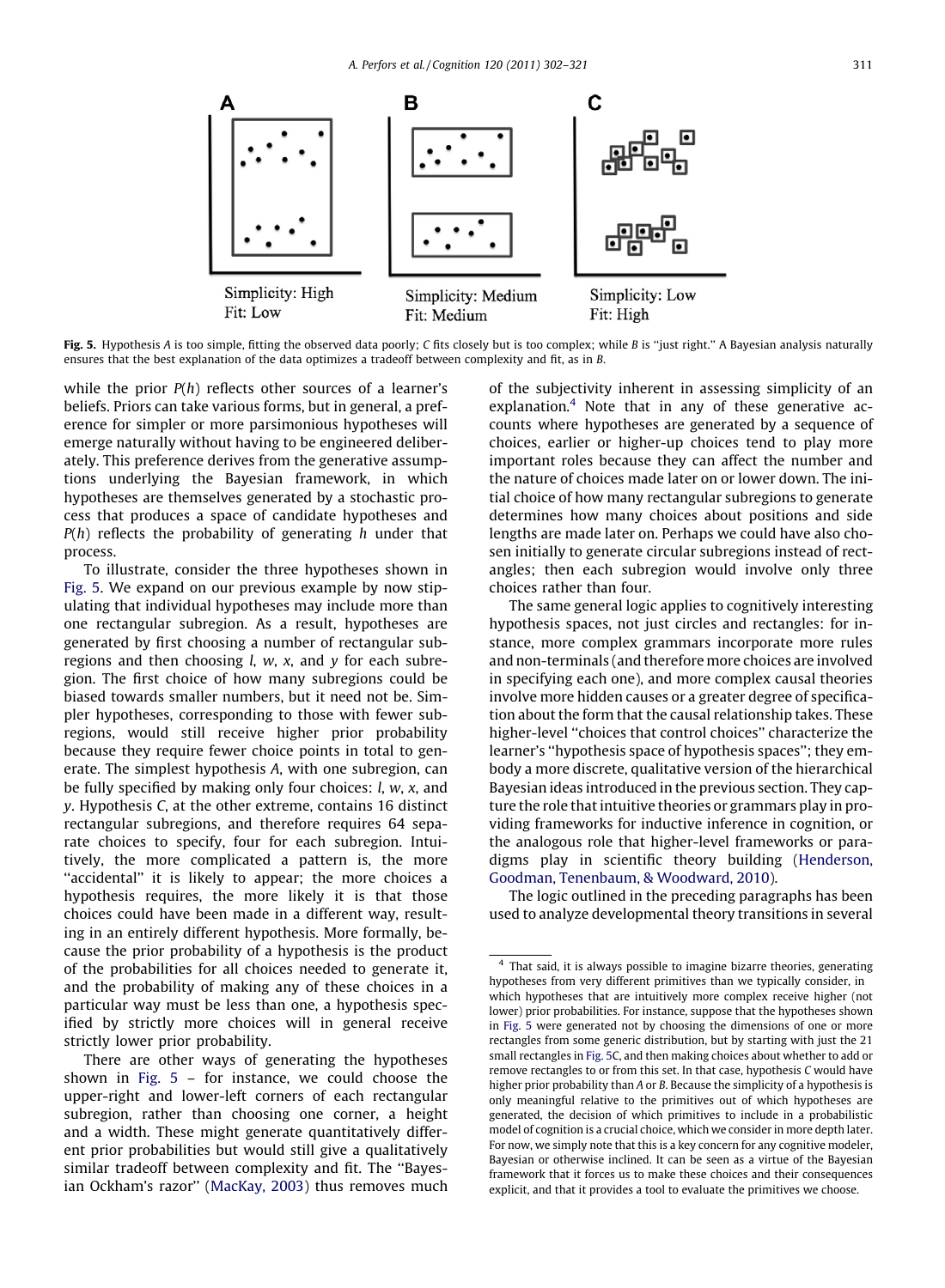A

B

C

Simplicity: High
Fit: Low

Simplicity: Medium
Fit: Medium

Simplicity: Low
Fit: High

**Fig. 5.** Hypothesis *A* is too simple, fitting the observed data poorly; *C* fits closely but is too complex; while *B* is "just right." A Bayesian analysis naturally ensures that the best explanation of the data optimizes a tradeoff between complexity and fit, as in *B*.

while the prior $P(h)$ reflects other sources of a learner's beliefs. Priors can take various forms, but in general, a preference for simpler or more parsimonious hypotheses will emerge naturally without having to be engineered deliberately. This preference derives from the generative assumptions underlying the Bayesian framework, in which hypotheses are themselves generated by a stochastic process that produces a space of candidate hypotheses and $P(h)$ reflects the probability of generating $h$ under that process.

To illustrate, consider the three hypotheses shown in Fig. 5. We expand on our previous example by now stipulating that individual hypotheses may include more than one rectangular subregion. As a result, hypotheses are generated by first choosing a number of rectangular subregions and then choosing $l$, $w$, $x$, and $y$ for each subregion. The first choice of how many subregions could be biased towards smaller numbers, but it need not be. Simpler hypotheses, corresponding to those with fewer subregions, would still receive higher prior probability because they require fewer choice points in total to generate. The simplest hypothesis *A*, with one subregion, can be fully specified by making only four choices: $l$, $w$, $x$, and $y$. Hypothesis *C*, at the other extreme, contains 16 distinct rectangular subregions, and therefore requires 64 separate choices to specify, four for each subregion. Intuitively, the more complicated a pattern is, the more "accidental" it is likely to appear; the more choices a hypothesis requires, the more likely it is that those choices could have been made in a different way, resulting in an entirely different hypothesis. More formally, because the prior probability of a hypothesis is the product of the probabilities for all choices needed to generate it, and the probability of making any of these choices in a particular way must be less than one, a hypothesis specified by strictly more choices will in general receive strictly lower prior probability.

There are other ways of generating the hypotheses shown in Fig. 5 – for instance, we could choose the upper-right and lower-left corners of each rectangular subregion, rather than choosing one corner, a height and a width. These might generate quantitatively different prior probabilities but would still give a qualitatively similar tradeoff between complexity and fit. The "Bayesian Ockham's razor" (MacKay, 2003) thus removes much of the subjectivity inherent in assessing simplicity of an explanation.[4] Note that in any of these generative accounts where hypotheses are generated by a sequence of choices, earlier or higher-up choices tend to play more important roles because they can affect the number and the nature of choices made later on or lower down. The initial choice of how many rectangular subregions to generate determines how many choices about positions and side lengths are made later on. Perhaps we could have also chosen initially to generate circular subregions instead of rectangles; then each subregion would involve only three choices rather than four.

The same general logic applies to cognitively interesting hypothesis spaces, not just circles and rectangles: for instance, more complex grammars incorporate more rules and non-terminals (and therefore more choices are involved in specifying each one), and more complex causal theories involve more hidden causes or a greater degree of specification about the form that the causal relationship takes. These higher-level "choices that control choices" characterize the learner's "hypothesis space of hypothesis spaces"; they embody a more discrete, qualitative version of the hierarchical Bayesian ideas introduced in the previous section. They capture the role that intuitive theories or grammars play in providing frameworks for inductive inference in cognition, or the analogous role that higher-level frameworks or paradigms play in scientific theory building (Henderson, Goodman, Tenenbaum, & Woodward, 2010).

The logic outlined in the preceding paragraphs has been used to analyze developmental theory transitions in several

---

[4] That said, it is always possible to imagine bizarre theories, generating hypotheses from very different primitives than we typically consider, in which hypotheses that are intuitively more complex receive higher (not lower) prior probabilities. For instance, suppose that the hypotheses shown in Fig. 5 were generated not by choosing the dimensions of one or more rectangles from some generic distribution, but by starting with just the 21 small rectangles in Fig. 5C, and then making choices about whether to add or remove rectangles to or from this set. In that case, hypothesis *C* would have higher prior probability than *A* or *B*. Because the simplicity of a hypothesis is only meaningful relative to the primitives out of which hypotheses are generated, the decision of which primitives to include in a probabilistic model of cognition is a crucial choice, which we consider in more depth later. For now, we simply note that this is a key concern for any cognitive modeler, Bayesian or otherwise inclined. It can be seen as a virtue of the Bayesian framework that it forces us to make these choices and their consequences explicit, and that it provides a tool to evaluate the primitives we choose.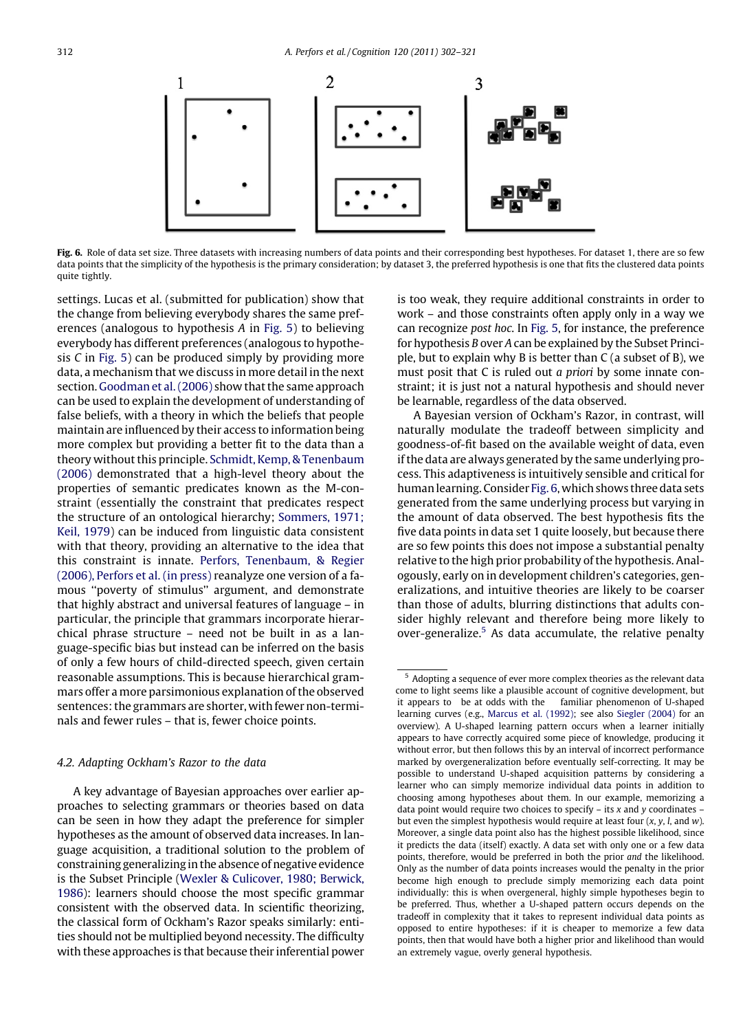1

2

3

**Fig. 6.** Role of data set size. Three datasets with increasing numbers of data points and their corresponding best hypotheses. For dataset 1, there are so few data points that the simplicity of the hypothesis is the primary consideration; by dataset 3, the preferred hypothesis is one that fits the clustered data points quite tightly.

settings. Lucas et al. (submitted for publication) show that the change from believing everybody shares the same preferences (analogous to hypothesis *A* in Fig. 5) to believing everybody has different preferences (analogous to hypothesis *C* in Fig. 5) can be produced simply by providing more data, a mechanism that we discuss in more detail in the next section. Goodman et al. (2006) show that the same approach can be used to explain the development of understanding of false beliefs, with a theory in which the beliefs that people maintain are influenced by their access to information being more complex but providing a better fit to the data than a theory without this principle. Schmidt, Kemp, & Tenenbaum (2006) demonstrated that a high-level theory about the properties of semantic predicates known as the M-constraint (essentially the constraint that predicates respect the structure of an ontological hierarchy; Sommers, 1971; Keil, 1979) can be induced from linguistic data consistent with that theory, providing an alternative to the idea that this constraint is innate. Perfors, Tenenbaum, & Regier (2006), Perfors et al. (in press) reanalyze one version of a famous "poverty of stimulus" argument, and demonstrate that highly abstract and universal features of language – in particular, the principle that grammars incorporate hierarchical phrase structure – need not be built in as a language-specific bias but instead can be inferred on the basis of only a few hours of child-directed speech, given certain reasonable assumptions. This is because hierarchical grammars offer a more parsimonious explanation of the observed sentences: the grammars are shorter, with fewer non-terminals and fewer rules – that is, fewer choice points.

### 4.2. Adapting Ockham's Razor to the data

A key advantage of Bayesian approaches over earlier approaches to selecting grammars or theories based on data can be seen in how they adapt the preference for simpler hypotheses as the amount of observed data increases. In language acquisition, a traditional solution to the problem of constraining generalizing in the absence of negative evidence is the Subset Principle (Wexler & Culicover, 1980; Berwick, 1986): learners should choose the most specific grammar consistent with the observed data. In scientific theorizing, the classical form of Ockham's Razor speaks similarly: entities should not be multiplied beyond necessity. The difficulty with these approaches is that because their inferential power is too weak, they require additional constraints in order to work – and those constraints often apply only in a way we can recognize *post hoc*. In Fig. 5, for instance, the preference for hypothesis *B* over *A* can be explained by the Subset Principle, but to explain why B is better than C (a subset of B), we must posit that C is ruled out *a priori* by some innate constraint; it is just not a natural hypothesis and should never be learnable, regardless of the data observed.

A Bayesian version of Ockham's Razor, in contrast, will naturally modulate the tradeoff between simplicity and goodness-of-fit based on the available weight of data, even if the data are always generated by the same underlying process. This adaptiveness is intuitively sensible and critical for human learning. Consider Fig. 6, which shows three data sets generated from the same underlying process but varying in the amount of data observed. The best hypothesis fits the five data points in data set 1 quite loosely, but because there are so few points this does not impose a substantial penalty relative to the high prior probability of the hypothesis. Analogously, early on in development children's categories, generalizations, and intuitive theories are likely to be coarser than those of adults, blurring distinctions that adults consider highly relevant and therefore being more likely to over-generalize.[5] As data accumulate, the relative penalty

[5] Adopting a sequence of ever more complex theories as the relevant data come to light seems like a plausible account of cognitive development, but it appears to be at odds with the familiar phenomenon of U-shaped learning curves (e.g., Marcus et al. (1992); see also Siegler (2004) for an overview). A U-shaped learning pattern occurs when a learner initially appears to have correctly acquired some piece of knowledge, producing it without error, but then follows this by an interval of incorrect performance marked by overgeneralization before eventually self-correcting. It may be possible to understand U-shaped acquisition patterns by considering a learner who can simply memorize individual data points in addition to choosing among hypotheses about them. In our example, memorizing a data point would require two choices to specify – its *x* and *y* coordinates – but even the simplest hypothesis would require at least four (*x*, *y*, *l*, and *w*). Moreover, a single data point also has the highest possible likelihood, since it predicts the data (itself) exactly. A data set with only one or a few data points, therefore, would be preferred in both the prior *and* the likelihood. Only as the number of data points increases would the penalty in the prior become high enough to preclude simply memorizing each data point individually: this is when overgeneral, highly simple hypotheses begin to be preferred. Thus, whether a U-shaped pattern occurs depends on the tradeoff in complexity that it takes to represent individual data points as opposed to entire hypotheses: if it is cheaper to memorize a few data points, then that would have both a higher prior and likelihood than would an extremely vague, overly general hypothesis.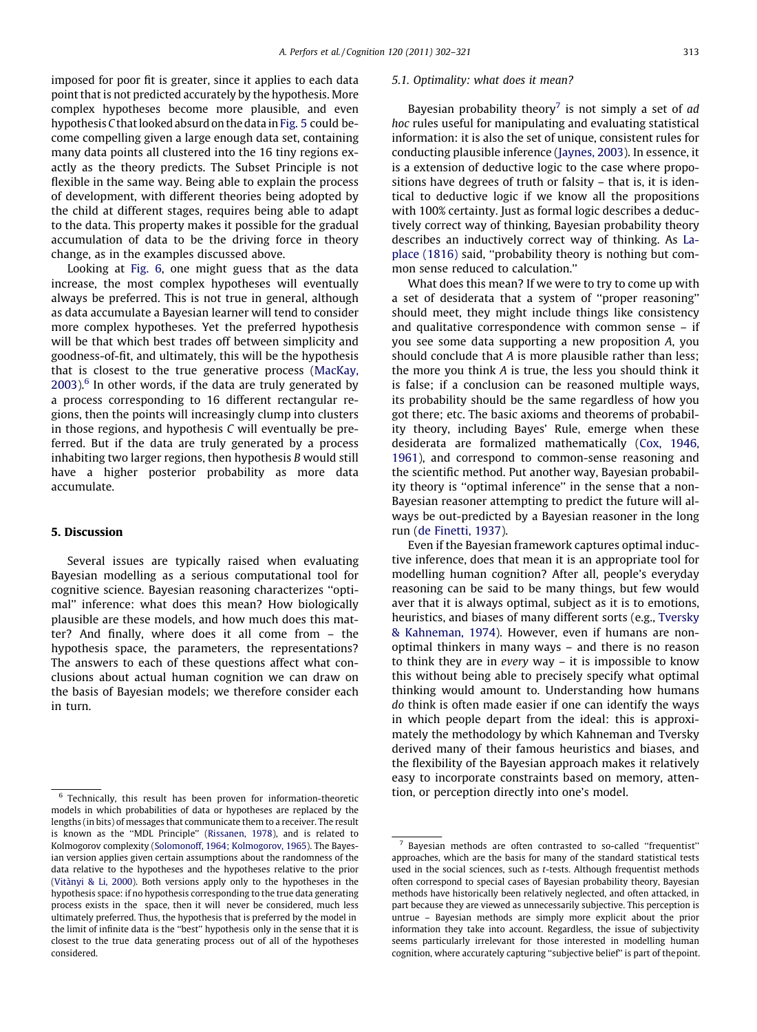imposed for poor fit is greater, since it applies to each data point that is not predicted accurately by the hypothesis. More complex hypotheses become more plausible, and even hypothesis *C* that looked absurd on the data in Fig. 5 could become compelling given a large enough data set, containing many data points all clustered into the 16 tiny regions exactly as the theory predicts. The Subset Principle is not flexible in the same way. Being able to explain the process of development, with different theories being adopted by the child at different stages, requires being able to adapt to the data. This property makes it possible for the gradual accumulation of data to be the driving force in theory change, as in the examples discussed above.

Looking at Fig. 6, one might guess that as the data increase, the most complex hypotheses will eventually always be preferred. This is not true in general, although as data accumulate a Bayesian learner will tend to consider more complex hypotheses. Yet the preferred hypothesis will be that which best trades off between simplicity and goodness-of-fit, and ultimately, this will be the hypothesis that is closest to the true generative process (MacKay, 2003).[6] In other words, if the data are truly generated by a process corresponding to 16 different rectangular regions, then the points will increasingly clump into clusters in those regions, and hypothesis *C* will eventually be preferred. But if the data are truly generated by a process inhabiting two larger regions, then hypothesis *B* would still have a higher posterior probability as more data accumulate.

## 5. Discussion

Several issues are typically raised when evaluating Bayesian modelling as a serious computational tool for cognitive science. Bayesian reasoning characterizes "optimal" inference: what does this mean? How biologically plausible are these models, and how much does this matter? And finally, where does it all come from – the hypothesis space, the parameters, the representations? The answers to each of these questions affect what conclusions about actual human cognition we can draw on the basis of Bayesian models; we therefore consider each in turn.

### 5.1. Optimality: what does it mean?

Bayesian probability theory[7] is not simply a set of *ad hoc* rules useful for manipulating and evaluating statistical information: it is also the set of unique, consistent rules for conducting plausible inference (Jaynes, 2003). In essence, it is a extension of deductive logic to the case where propositions have degrees of truth or falsity – that is, it is identical to deductive logic if we know all the propositions with 100% certainty. Just as formal logic describes a deductively correct way of thinking, Bayesian probability theory describes an inductively correct way of thinking. As Laplace (1816) said, "probability theory is nothing but common sense reduced to calculation."

What does this mean? If we were to try to come up with a set of desiderata that a system of "proper reasoning" should meet, they might include things like consistency and qualitative correspondence with common sense – if you see some data supporting a new proposition *A*, you should conclude that *A* is more plausible rather than less; the more you think *A* is true, the less you should think it is false; if a conclusion can be reasoned multiple ways, its probability should be the same regardless of how you got there; etc. The basic axioms and theorems of probability theory, including Bayes' Rule, emerge when these desiderata are formalized mathematically (Cox, 1946, 1961), and correspond to common-sense reasoning and the scientific method. Put another way, Bayesian probability theory is "optimal inference" in the sense that a non-Bayesian reasoner attempting to predict the future will always be out-predicted by a Bayesian reasoner in the long run (de Finetti, 1937).

Even if the Bayesian framework captures optimal inductive inference, does that mean it is an appropriate tool for modelling human cognition? After all, people's everyday reasoning can be said to be many things, but few would aver that it is always optimal, subject as it is to emotions, heuristics, and biases of many different sorts (e.g., Tversky & Kahneman, 1974). However, even if humans are non-optimal thinkers in many ways – and there is no reason to think they are in *every* way – it is impossible to know this without being able to precisely specify what optimal thinking would amount to. Understanding how humans *do* think is often made easier if one can identify the ways in which people depart from the ideal: this is approximately the methodology by which Kahneman and Tversky derived many of their famous heuristics and biases, and the flexibility of the Bayesian approach makes it relatively easy to incorporate constraints based on memory, attention, or perception directly into one's model.

---

[6] Technically, this result has been proven for information-theoretic models in which probabilities of data or hypotheses are replaced by the lengths (in bits) of messages that communicate them to a receiver. The result is known as the "MDL Principle" (Rissanen, 1978), and is related to Kolmogorov complexity (Solomonoff, 1964; Kolmogorov, 1965). The Bayesian version applies given certain assumptions about the randomness of the data relative to the hypotheses and the hypotheses relative to the prior (Vitànyi & Li, 2000). Both versions apply only to the hypotheses in the hypothesis space: if no hypothesis corresponding to the true data generating process exists in the space, then it will never be considered, much less ultimately preferred. Thus, the hypothesis that is preferred by the model in the limit of infinite data is the "best" hypothesis only in the sense that it is closest to the true data generating process out of all of the hypotheses considered.

[7] Bayesian methods are often contrasted to so-called "frequentist" approaches, which are the basis for many of the standard statistical tests used in the social sciences, such as *t*-tests. Although frequentist methods often correspond to special cases of Bayesian probability theory, Bayesian methods have historically been relatively neglected, and often attacked, in part because they are viewed as unnecessarily subjective. This perception is untrue – Bayesian methods are simply more explicit about the prior information they take into account. Regardless, the issue of subjectivity seems particularly irrelevant for those interested in modelling human cognition, where accurately capturing "subjective belief" is part of the point.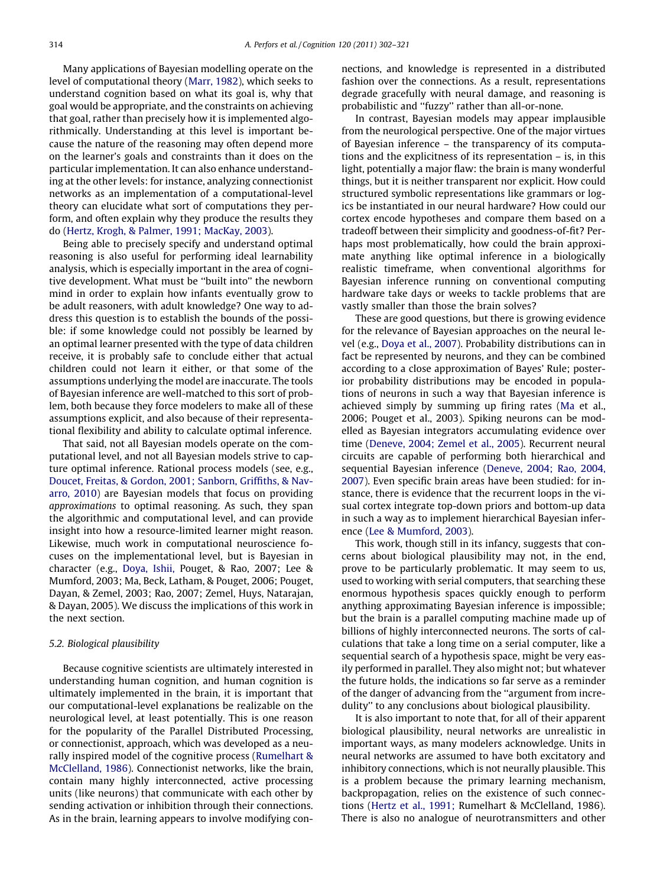Many applications of Bayesian modelling operate on the level of computational theory (Marr, 1982), which seeks to understand cognition based on what its goal is, why that goal would be appropriate, and the constraints on achieving that goal, rather than precisely how it is implemented algorithmically. Understanding at this level is important because the nature of the reasoning may often depend more on the learner's goals and constraints than it does on the particular implementation. It can also enhance understanding at the other levels: for instance, analyzing connectionist networks as an implementation of a computational-level theory can elucidate what sort of computations they perform, and often explain why they produce the results they do (Hertz, Krogh, & Palmer, 1991; MacKay, 2003).

Being able to precisely specify and understand optimal reasoning is also useful for performing ideal learnability analysis, which is especially important in the area of cognitive development. What must be ''built into'' the newborn mind in order to explain how infants eventually grow to be adult reasoners, with adult knowledge? One way to address this question is to establish the bounds of the possible: if some knowledge could not possibly be learned by an optimal learner presented with the type of data children receive, it is probably safe to conclude either that actual children could not learn it either, or that some of the assumptions underlying the model are inaccurate. The tools of Bayesian inference are well-matched to this sort of problem, both because they force modelers to make all of these assumptions explicit, and also because of their representational flexibility and ability to calculate optimal inference.

That said, not all Bayesian models operate on the computational level, and not all Bayesian models strive to capture optimal inference. Rational process models (see, e.g., Doucet, Freitas, & Gordon, 2001; Sanborn, Griffiths, & Navarro, 2010) are Bayesian models that focus on providing *approximations* to optimal reasoning. As such, they span the algorithmic and computational level, and can provide insight into how a resource-limited learner might reason. Likewise, much work in computational neuroscience focuses on the implementational level, but is Bayesian in character (e.g., Doya, Ishii, Pouget, & Rao, 2007; Lee & Mumford, 2003; Ma, Beck, Latham, & Pouget, 2006; Pouget, Dayan, & Zemel, 2003; Rao, 2007; Zemel, Huys, Natarajan, & Dayan, 2005). We discuss the implications of this work in the next section.

### 5.2. Biological plausibility

Because cognitive scientists are ultimately interested in understanding human cognition, and human cognition is ultimately implemented in the brain, it is important that our computational-level explanations be realizable on the neurological level, at least potentially. This is one reason for the popularity of the Parallel Distributed Processing, or connectionist, approach, which was developed as a neurally inspired model of the cognitive process (Rumelhart & McClelland, 1986). Connectionist networks, like the brain, contain many highly interconnected, active processing units (like neurons) that communicate with each other by sending activation or inhibition through their connections. As in the brain, learning appears to involve modifying connections, and knowledge is represented in a distributed fashion over the connections. As a result, representations degrade gracefully with neural damage, and reasoning is probabilistic and ''fuzzy'' rather than all-or-none.

In contrast, Bayesian models may appear implausible from the neurological perspective. One of the major virtues of Bayesian inference – the transparency of its computations and the explicitness of its representation – is, in this light, potentially a major flaw: the brain is many wonderful things, but it is neither transparent nor explicit. How could structured symbolic representations like grammars or logics be instantiated in our neural hardware? How could our cortex encode hypotheses and compare them based on a tradeoff between their simplicity and goodness-of-fit? Perhaps most problematically, how could the brain approximate anything like optimal inference in a biologically realistic timeframe, when conventional algorithms for Bayesian inference running on conventional computing hardware take days or weeks to tackle problems that are vastly smaller than those the brain solves?

These are good questions, but there is growing evidence for the relevance of Bayesian approaches on the neural level (e.g., Doya et al., 2007). Probability distributions can in fact be represented by neurons, and they can be combined according to a close approximation of Bayes' Rule; posterior probability distributions may be encoded in populations of neurons in such a way that Bayesian inference is achieved simply by summing up firing rates (Ma et al., 2006; Pouget et al., 2003). Spiking neurons can be modelled as Bayesian integrators accumulating evidence over time (Deneve, 2004; Zemel et al., 2005). Recurrent neural circuits are capable of performing both hierarchical and sequential Bayesian inference (Deneve, 2004; Rao, 2004, 2007). Even specific brain areas have been studied: for instance, there is evidence that the recurrent loops in the visual cortex integrate top-down priors and bottom-up data in such a way as to implement hierarchical Bayesian inference (Lee & Mumford, 2003).

This work, though still in its infancy, suggests that concerns about biological plausibility may not, in the end, prove to be particularly problematic. It may seem to us, used to working with serial computers, that searching these enormous hypothesis spaces quickly enough to perform anything approximating Bayesian inference is impossible; but the brain is a parallel computing machine made up of billions of highly interconnected neurons. The sorts of calculations that take a long time on a serial computer, like a sequential search of a hypothesis space, might be very easily performed in parallel. They also might not; but whatever the future holds, the indications so far serve as a reminder of the danger of advancing from the ''argument from incredulity'' to any conclusions about biological plausibility.

It is also important to note that, for all of their apparent biological plausibility, neural networks are unrealistic in important ways, as many modelers acknowledge. Units in neural networks are assumed to have both excitatory and inhibitory connections, which is not neurally plausible. This is a problem because the primary learning mechanism, backpropagation, relies on the existence of such connections (Hertz et al., 1991; Rumelhart & McClelland, 1986). There is also no analogue of neurotransmitters and other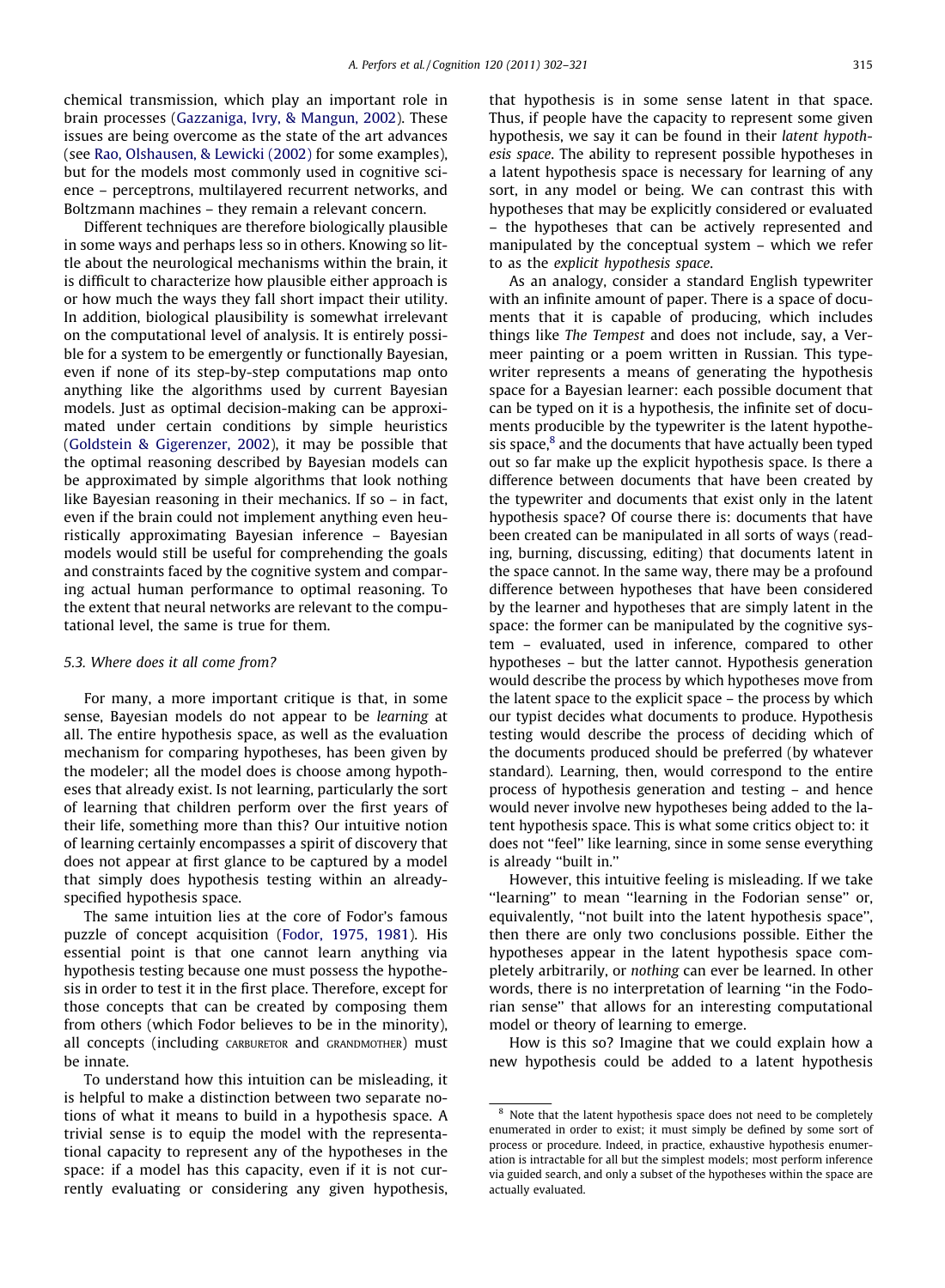chemical transmission, which play an important role in brain processes (Gazzaniga, Ivry, & Mangun, 2002). These issues are being overcome as the state of the art advances (see Rao, Olshausen, & Lewicki (2002) for some examples), but for the models most commonly used in cognitive science – perceptrons, multilayered recurrent networks, and Boltzmann machines – they remain a relevant concern.

Different techniques are therefore biologically plausible in some ways and perhaps less so in others. Knowing so little about the neurological mechanisms within the brain, it is difficult to characterize how plausible either approach is or how much the ways they fall short impact their utility. In addition, biological plausibility is somewhat irrelevant on the computational level of analysis. It is entirely possible for a system to be emergently or functionally Bayesian, even if none of its step-by-step computations map onto anything like the algorithms used by current Bayesian models. Just as optimal decision-making can be approximated under certain conditions by simple heuristics (Goldstein & Gigerenzer, 2002), it may be possible that the optimal reasoning described by Bayesian models can be approximated by simple algorithms that look nothing like Bayesian reasoning in their mechanics. If so – in fact, even if the brain could not implement anything even heuristically approximating Bayesian inference – Bayesian models would still be useful for comprehending the goals and constraints faced by the cognitive system and comparing actual human performance to optimal reasoning. To the extent that neural networks are relevant to the computational level, the same is true for them.

### 5.3. Where does it all come from?

For many, a more important critique is that, in some sense, Bayesian models do not appear to be *learning* at all. The entire hypothesis space, as well as the evaluation mechanism for comparing hypotheses, has been given by the modeler; all the model does is choose among hypotheses that already exist. Is not learning, particularly the sort of learning that children perform over the first years of their life, something more than this? Our intuitive notion of learning certainly encompasses a spirit of discovery that does not appear at first glance to be captured by a model that simply does hypothesis testing within an already-specified hypothesis space.

The same intuition lies at the core of Fodor's famous puzzle of concept acquisition (Fodor, 1975, 1981). His essential point is that one cannot learn anything via hypothesis testing because one must possess the hypothesis in order to test it in the first place. Therefore, except for those concepts that can be created by composing them from others (which Fodor believes to be in the minority), all concepts (including CARBURETOR and GRANDMOTHER) must be innate.

To understand how this intuition can be misleading, it is helpful to make a distinction between two separate notions of what it means to build in a hypothesis space. A trivial sense is to equip the model with the representational capacity to represent any of the hypotheses in the space: if a model has this capacity, even if it is not currently evaluating or considering any given hypothesis, that hypothesis is in some sense latent in that space. Thus, if people have the capacity to represent some given hypothesis, we say it can be found in their *latent hypothesis space*. The ability to represent possible hypotheses in a latent hypothesis space is necessary for learning of any sort, in any model or being. We can contrast this with hypotheses that may be explicitly considered or evaluated – the hypotheses that can be actively represented and manipulated by the conceptual system – which we refer to as the *explicit hypothesis space*.

As an analogy, consider a standard English typewriter with an infinite amount of paper. There is a space of documents that it is capable of producing, which includes things like *The Tempest* and does not include, say, a Vermeer painting or a poem written in Russian. This typewriter represents a means of generating the hypothesis space for a Bayesian learner: each possible document that can be typed on it is a hypothesis, the infinite set of documents producible by the typewriter is the latent hypothesis space,[8] and the documents that have actually been typed out so far make up the explicit hypothesis space. Is there a difference between documents that have been created by the typewriter and documents that exist only in the latent hypothesis space? Of course there is: documents that have been created can be manipulated in all sorts of ways (reading, burning, discussing, editing) that documents latent in the space cannot. In the same way, there may be a profound difference between hypotheses that have been considered by the learner and hypotheses that are simply latent in the space: the former can be manipulated by the cognitive system – evaluated, used in inference, compared to other hypotheses – but the latter cannot. Hypothesis generation would describe the process by which hypotheses move from the latent space to the explicit space – the process by which our typist decides what documents to produce. Hypothesis testing would describe the process of deciding which of the documents produced should be preferred (by whatever standard). Learning, then, would correspond to the entire process of hypothesis generation and testing – and hence would never involve new hypotheses being added to the latent hypothesis space. This is what some critics object to: it does not "feel" like learning, since in some sense everything is already "built in."

However, this intuitive feeling is misleading. If we take "learning" to mean "learning in the Fodorian sense" or, equivalently, "not built into the latent hypothesis space", then there are only two conclusions possible. Either the hypotheses appear in the latent hypothesis space completely arbitrarily, or *nothing* can ever be learned. In other words, there is no interpretation of learning "in the Fodorian sense" that allows for an interesting computational model or theory of learning to emerge.

How is this so? Imagine that we could explain how a new hypothesis could be added to a latent hypothesis

---

[8] Note that the latent hypothesis space does not need to be completely enumerated in order to exist; it must simply be defined by some sort of process or procedure. Indeed, in practice, exhaustive hypothesis enumeration is intractable for all but the simplest models; most perform inference via guided search, and only a subset of the hypotheses within the space are actually evaluated.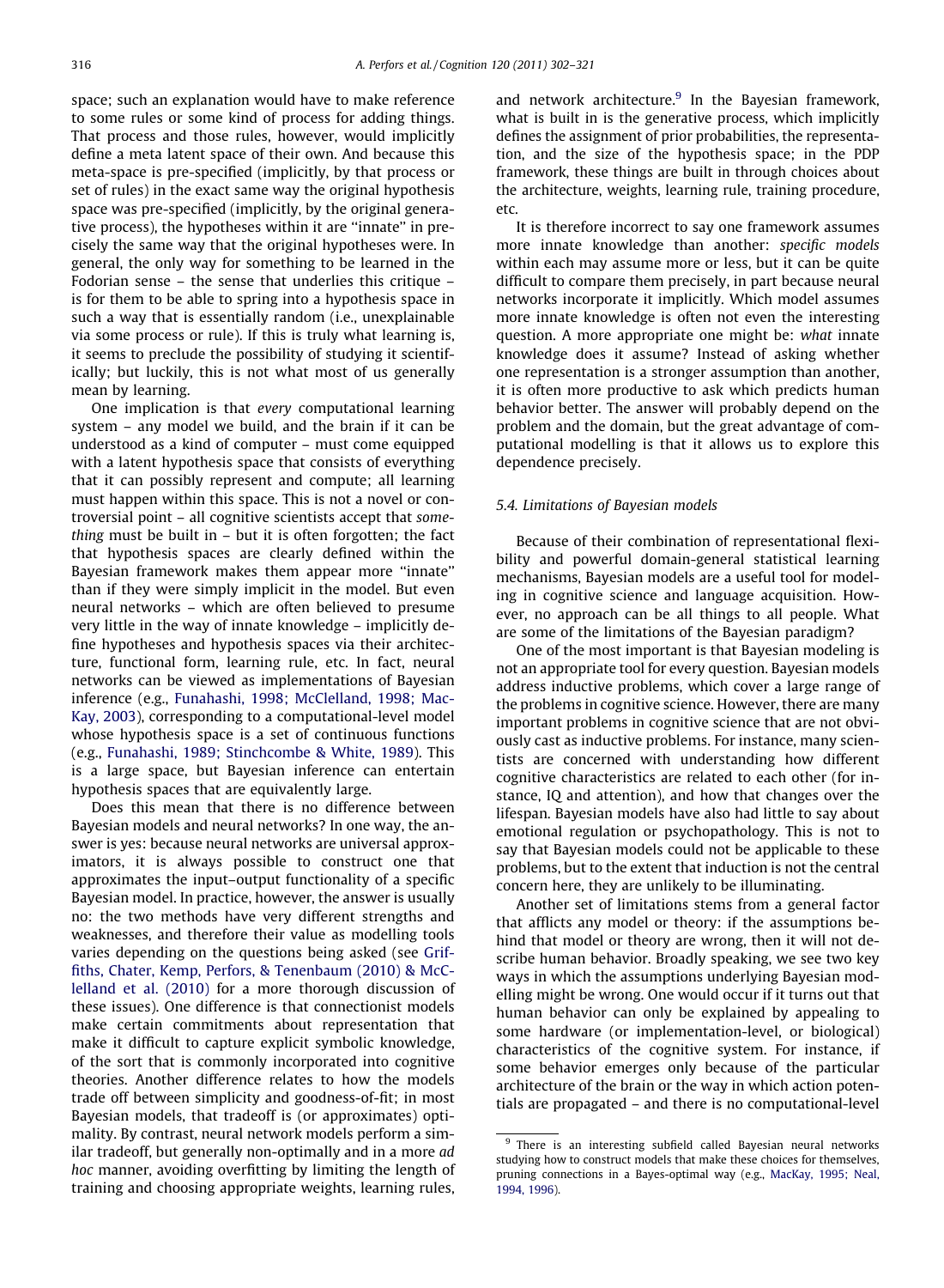space; such an explanation would have to make reference to some rules or some kind of process for adding things. That process and those rules, however, would implicitly define a meta latent space of their own. And because this meta-space is pre-specified (implicitly, by that process or set of rules) in the exact same way the original hypothesis space was pre-specified (implicitly, by the original generative process), the hypotheses within it are "innate" in precisely the same way that the original hypotheses were. In general, the only way for something to be learned in the Fodorian sense – the sense that underlies this critique – is for them to be able to spring into a hypothesis space in such a way that is essentially random (i.e., unexplainable via some process or rule). If this is truly what learning is, it seems to preclude the possibility of studying it scientifically; but luckily, this is not what most of us generally mean by learning.

One implication is that *every* computational learning system – any model we build, and the brain if it can be understood as a kind of computer – must come equipped with a latent hypothesis space that consists of everything that it can possibly represent and compute; all learning must happen within this space. This is not a novel or controversial point – all cognitive scientists accept that *something* must be built in – but it is often forgotten; the fact that hypothesis spaces are clearly defined within the Bayesian framework makes them appear more "innate" than if they were simply implicit in the model. But even neural networks – which are often believed to presume very little in the way of innate knowledge – implicitly define hypotheses and hypothesis spaces via their architecture, functional form, learning rule, etc. In fact, neural networks can be viewed as implementations of Bayesian inference (e.g., Funahashi, 1998; McClelland, 1998; MacKay, 2003), corresponding to a computational-level model whose hypothesis space is a set of continuous functions (e.g., Funahashi, 1989; Stinchcombe & White, 1989). This is a large space, but Bayesian inference can entertain hypothesis spaces that are equivalently large.

Does this mean that there is no difference between Bayesian models and neural networks? In one way, the answer is yes: because neural networks are universal approximators, it is always possible to construct one that approximates the input–output functionality of a specific Bayesian model. In practice, however, the answer is usually no: the two methods have very different strengths and weaknesses, and therefore their value as modelling tools varies depending on the questions being asked (see Griffiths, Chater, Kemp, Perfors, & Tenenbaum (2010) & McClelland et al. (2010) for a more thorough discussion of these issues). One difference is that connectionist models make certain commitments about representation that make it difficult to capture explicit symbolic knowledge, of the sort that is commonly incorporated into cognitive theories. Another difference relates to how the models trade off between simplicity and goodness-of-fit; in most Bayesian models, that tradeoff is (or approximates) optimality. By contrast, neural network models perform a similar tradeoff, but generally non-optimally and in a more *ad hoc* manner, avoiding overfitting by limiting the length of training and choosing appropriate weights, learning rules, and network architecture.[9] In the Bayesian framework, what is built in is the generative process, which implicitly defines the assignment of prior probabilities, the representation, and the size of the hypothesis space; in the PDP framework, these things are built in through choices about the architecture, weights, learning rule, training procedure, etc.

It is therefore incorrect to say one framework assumes more innate knowledge than another: *specific models* within each may assume more or less, but it can be quite difficult to compare them precisely, in part because neural networks incorporate it implicitly. Which model assumes more innate knowledge is often not even the interesting question. A more appropriate one might be: *what* innate knowledge does it assume? Instead of asking whether one representation is a stronger assumption than another, it is often more productive to ask which predicts human behavior better. The answer will probably depend on the problem and the domain, but the great advantage of computational modelling is that it allows us to explore this dependence precisely.

### 5.4. Limitations of Bayesian models

Because of their combination of representational flexibility and powerful domain-general statistical learning mechanisms, Bayesian models are a useful tool for modeling in cognitive science and language acquisition. However, no approach can be all things to all people. What are some of the limitations of the Bayesian paradigm?

One of the most important is that Bayesian modeling is not an appropriate tool for every question. Bayesian models address inductive problems, which cover a large range of the problems in cognitive science. However, there are many important problems in cognitive science that are not obviously cast as inductive problems. For instance, many scientists are concerned with understanding how different cognitive characteristics are related to each other (for instance, IQ and attention), and how that changes over the lifespan. Bayesian models have also had little to say about emotional regulation or psychopathology. This is not to say that Bayesian models could not be applicable to these problems, but to the extent that induction is not the central concern here, they are unlikely to be illuminating.

Another set of limitations stems from a general factor that afflicts any model or theory: if the assumptions behind that model or theory are wrong, then it will not describe human behavior. Broadly speaking, we see two key ways in which the assumptions underlying Bayesian modelling might be wrong. One would occur if it turns out that human behavior can only be explained by appealing to some hardware (or implementation-level, or biological) characteristics of the cognitive system. For instance, if some behavior emerges only because of the particular architecture of the brain or the way in which action potentials are propagated – and there is no computational-level

[9] There is an interesting subfield called Bayesian neural networks studying how to construct models that make these choices for themselves, pruning connections in a Bayes-optimal way (e.g., MacKay, 1995; Neal, 1994, 1996).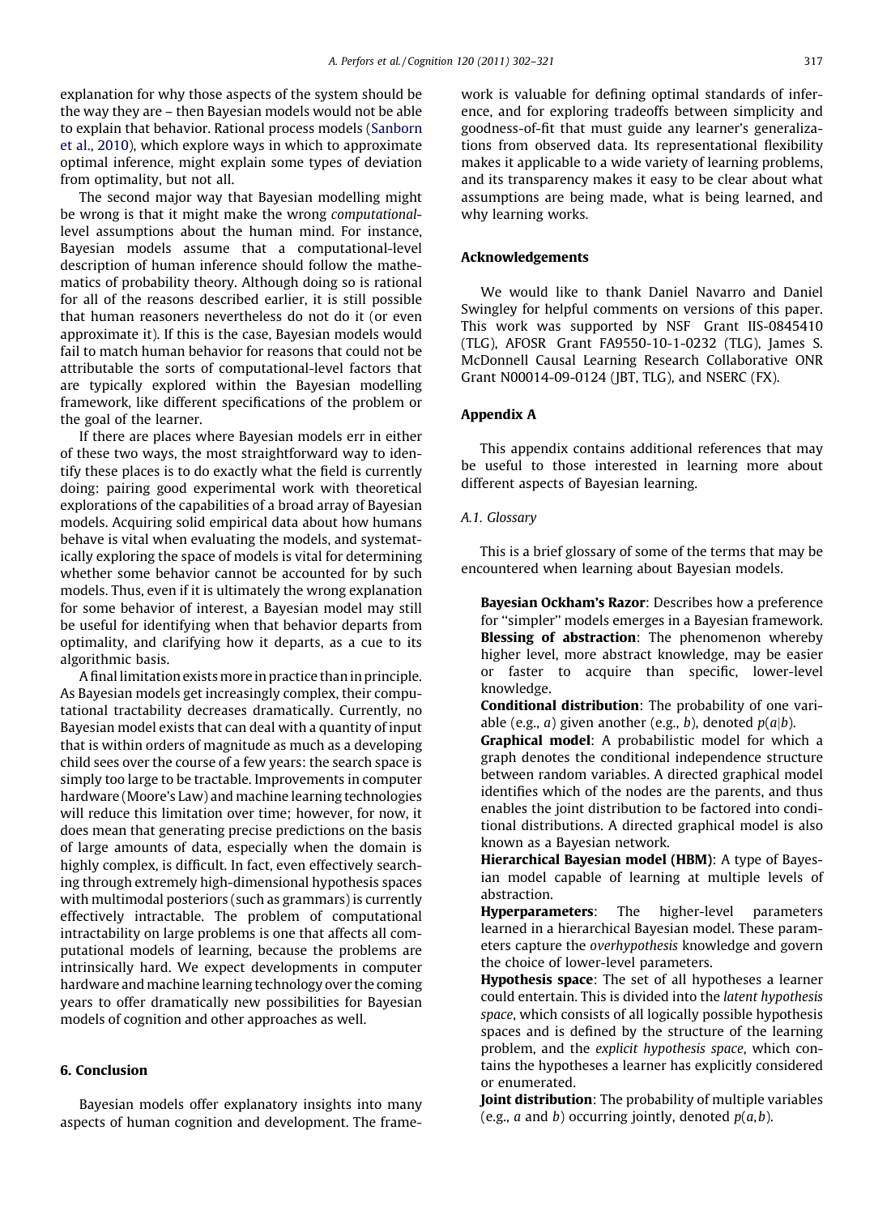explanation for why those aspects of the system should be the way they are – then Bayesian models would not be able to explain that behavior. Rational process models (Sanborn et al., 2010), which explore ways in which to approximate optimal inference, might explain some types of deviation from optimality, but not all.

The second major way that Bayesian modelling might be wrong is that it might make the wrong *computational*-level assumptions about the human mind. For instance, Bayesian models assume that a computational-level description of human inference should follow the mathematics of probability theory. Although doing so is rational for all of the reasons described earlier, it is still possible that human reasoners nevertheless do not do it (or even approximate it). If this is the case, Bayesian models would fail to match human behavior for reasons that could not be attributable the sorts of computational-level factors that are typically explored within the Bayesian modelling framework, like different specifications of the problem or the goal of the learner.

If there are places where Bayesian models err in either of these two ways, the most straightforward way to identify these places is to do exactly what the field is currently doing: pairing good experimental work with theoretical explorations of the capabilities of a broad array of Bayesian models. Acquiring solid empirical data about how humans behave is vital when evaluating the models, and systematically exploring the space of models is vital for determining whether some behavior cannot be accounted for by such models. Thus, even if it is ultimately the wrong explanation for some behavior of interest, a Bayesian model may still be useful for identifying when that behavior departs from optimality, and clarifying how it departs, as a cue to its algorithmic basis.

A final limitation exists more in practice than in principle. As Bayesian models get increasingly complex, their computational tractability decreases dramatically. Currently, no Bayesian model exists that can deal with a quantity of input that is within orders of magnitude as much as a developing child sees over the course of a few years: the search space is simply too large to be tractable. Improvements in computer hardware (Moore's Law) and machine learning technologies will reduce this limitation over time; however, for now, it does mean that generating precise predictions on the basis of large amounts of data, especially when the domain is highly complex, is difficult. In fact, even effectively searching through extremely high-dimensional hypothesis spaces with multimodal posteriors (such as grammars) is currently effectively intractable. The problem of computational intractability on large problems is one that affects all computational models of learning, because the problems are intrinsically hard. We expect developments in computer hardware and machine learning technology over the coming years to offer dramatically new possibilities for Bayesian models of cognition and other approaches as well.

## 6. Conclusion

Bayesian models offer explanatory insights into many aspects of human cognition and development. The framework is valuable for defining optimal standards of inference, and for exploring tradeoffs between simplicity and goodness-of-fit that must guide any learner's generalizations from observed data. Its representational flexibility makes it applicable to a wide variety of learning problems, and its transparency makes it easy to be clear about what assumptions are being made, what is being learned, and why learning works.

## Acknowledgements

We would like to thank Daniel Navarro and Daniel Swingley for helpful comments on versions of this paper. This work was supported by NSF Grant IIS-0845410 (TLG), AFOSR Grant FA9550-10-1-0232 (TLG), James S. McDonnell Causal Learning Research Collaborative ONR Grant N00014-09-0124 (JBT, TLG), and NSERC (FX).

## Appendix A

This appendix contains additional references that may be useful to those interested in learning more about different aspects of Bayesian learning.

### *A.1. Glossary*

This is a brief glossary of some of the terms that may be encountered when learning about Bayesian models.

**Bayesian Ockham's Razor**: Describes how a preference for "simpler" models emerges in a Bayesian framework.

**Blessing of abstraction**: The phenomenon whereby higher level, more abstract knowledge, may be easier or faster to acquire than specific, lower-level knowledge.

**Conditional distribution**: The probability of one variable (e.g., $a$) given another (e.g., $b$), denoted $p(a|b)$.

**Graphical model**: A probabilistic model for which a graph denotes the conditional independence structure between random variables. A directed graphical model identifies which of the nodes are the parents, and thus enables the joint distribution to be factored into conditional distributions. A directed graphical model is also known as a Bayesian network.

**Hierarchical Bayesian model (HBM)**: A type of Bayesian model capable of learning at multiple levels of abstraction.

**Hyperparameters**: The higher-level parameters learned in a hierarchical Bayesian model. These parameters capture the *overhypothesis* knowledge and govern the choice of lower-level parameters.

**Hypothesis space**: The set of all hypotheses a learner could entertain. This is divided into the *latent hypothesis space*, which consists of all logically possible hypothesis spaces and is defined by the structure of the learning problem, and the *explicit hypothesis space*, which contains the hypotheses a learner has explicitly considered or enumerated.

**Joint distribution**: The probability of multiple variables (e.g., $a$ and $b$) occurring jointly, denoted $p(a,b)$.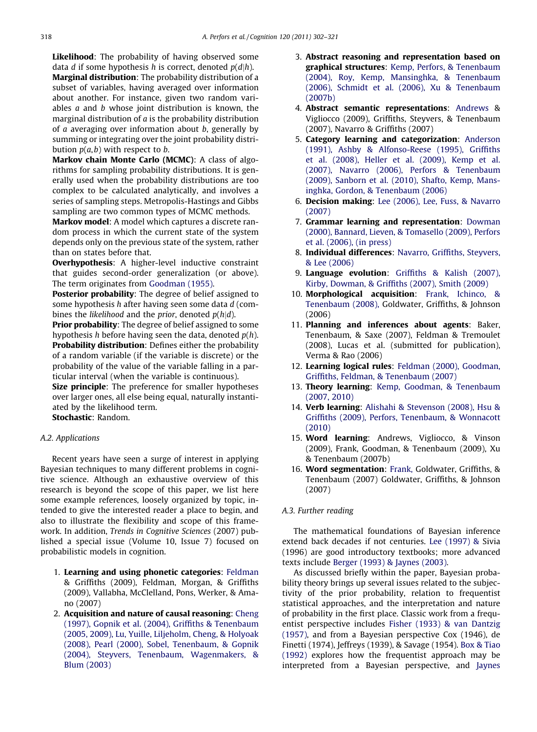**Likelihood**: The probability of having observed some data $d$ if some hypothesis $h$ is correct, denoted $p(d|h)$.

**Marginal distribution**: The probability distribution of a subset of variables, having averaged over information about another. For instance, given two random variables $a$ and $b$ whose joint distribution is known, the marginal distribution of $a$ is the probability distribution of $a$ averaging over information about $b$, generally by summing or integrating over the joint probability distribution $p(a,b)$ with respect to $b$.

**Markov chain Monte Carlo (MCMC)**: A class of algorithms for sampling probability distributions. It is generally used when the probability distributions are too complex to be calculated analytically, and involves a series of sampling steps. Metropolis-Hastings and Gibbs sampling are two common types of MCMC methods.

**Markov model**: A model which captures a discrete random process in which the current state of the system depends only on the previous state of the system, rather than on states before that.

**Overhypothesis**: A higher-level inductive constraint that guides second-order generalization (or above). The term originates from Goodman (1955).

**Posterior probability**: The degree of belief assigned to some hypothesis $h$ after having seen some data $d$ (combines the *likelihood* and the *prior*, denoted $p(h|d)$.

**Prior probability**: The degree of belief assigned to some hypothesis $h$ before having seen the data, denoted $p(h)$.

**Probability distribution**: Defines either the probability of a random variable (if the variable is discrete) or the probability of the value of the variable falling in a particular interval (when the variable is continuous).

**Size principle**: The preference for smaller hypotheses over larger ones, all else being equal, naturally instantiated by the likelihood term.

**Stochastic**: Random.

### A.2. Applications

Recent years have seen a surge of interest in applying Bayesian techniques to many different problems in cognitive science. Although an exhaustive overview of this research is beyond the scope of this paper, we list here some example references, loosely organized by topic, intended to give the interested reader a place to begin, and also to illustrate the flexibility and scope of this framework. In addition, *Trends in Cognitive Sciences* (2007) published a special issue (Volume 10, Issue 7) focused on probabilistic models in cognition.

1. **Learning and using phonetic categories**: Feldman & Griffiths (2009), Feldman, Morgan, & Griffiths (2009), Vallabha, McClelland, Pons, Werker, & Amano (2007)
2. **Acquisition and nature of causal reasoning**: Cheng (1997), Gopnik et al. (2004), Griffiths & Tenenbaum (2005, 2009), Lu, Yuille, Liljeholm, Cheng, & Holyoak (2008), Pearl (2000), Sobel, Tenenbaum, & Gopnik (2004), Steyvers, Tenenbaum, Wagenmakers, & Blum (2003)
3. **Abstract reasoning and representation based on graphical structures**: Kemp, Perfors, & Tenenbaum (2004), Roy, Kemp, Mansinghka, & Tenenbaum (2006), Schmidt et al. (2006), Xu & Tenenbaum (2007b)
4. **Abstract semantic representations**: Andrews & Vigliocco (2009), Griffiths, Steyvers, & Tenenbaum (2007), Navarro & Griffiths (2007)
5. **Category learning and categorization**: Anderson (1991), Ashby & Alfonso-Reese (1995), Griffiths et al. (2008), Heller et al. (2009), Kemp et al. (2007), Navarro (2006), Perfors & Tenenbaum (2009), Sanborn et al. (2010), Shafto, Kemp, Mansinghka, Gordon, & Tenenbaum (2006)
6. **Decision making**: Lee (2006), Lee, Fuss, & Navarro (2007)
7. **Grammar learning and representation**: Dowman (2000), Bannard, Lieven, & Tomasello (2009), Perfors et al. (2006), (in press)
8. **Individual differences**: Navarro, Griffiths, Steyvers, & Lee (2006)
9. **Language evolution**: Griffiths & Kalish (2007), Kirby, Dowman, & Griffiths (2007), Smith (2009)
10. **Morphological acquisition**: Frank, Ichinco, & Tenenbaum (2008), Goldwater, Griffiths, & Johnson (2006)
11. **Planning and inferences about agents**: Baker, Tenenbaum, & Saxe (2007), Feldman & Tremoulet (2008), Lucas et al. (submitted for publication), Verma & Rao (2006)
12. **Learning logical rules**: Feldman (2000), Goodman, Griffiths, Feldman, & Tenenbaum (2007)
13. **Theory learning**: Kemp, Goodman, & Tenenbaum (2007, 2010)
14. **Verb learning**: Alishahi & Stevenson (2008), Hsu & Griffiths (2009), Perfors, Tenenbaum, & Wonnacott (2010)
15. **Word learning**: Andrews, Vigliocco, & Vinson (2009), Frank, Goodman, & Tenenbaum (2009), Xu & Tenenbaum (2007b)
16. **Word segmentation**: Frank, Goldwater, Griffiths, & Tenenbaum (2007) Goldwater, Griffiths, & Johnson (2007)

### A.3. Further reading

The mathematical foundations of Bayesian inference extend back decades if not centuries. Lee (1997) & Sivia (1996) are good introductory textbooks; more advanced texts include Berger (1993) & Jaynes (2003).

As discussed briefly within the paper, Bayesian probability theory brings up several issues related to the subjectivity of the prior probability, relation to frequentist statistical approaches, and the interpretation and nature of probability in the first place. Classic work from a frequentist perspective includes Fisher (1933) & van Dantzig (1957), and from a Bayesian perspective Cox (1946), de Finetti (1974), Jeffreys (1939), & Savage (1954). Box & Tiao (1992) explores how the frequentist approach may be interpreted from a Bayesian perspective, and Jaynes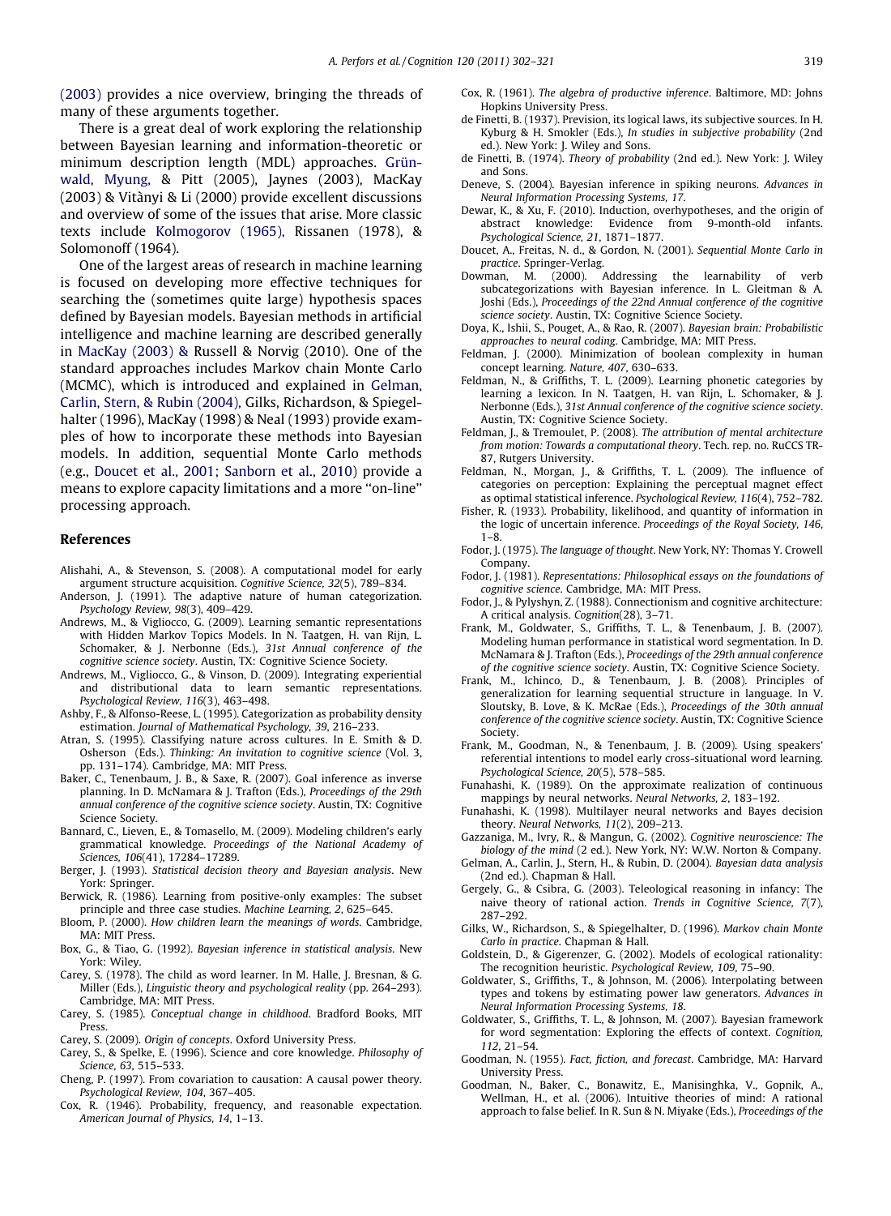(2003) provides a nice overview, bringing the threads of many of these arguments together.

There is a great deal of work exploring the relationship between Bayesian learning and information-theoretic or minimum description length (MDL) approaches. Grünwald, Myung, & Pitt (2005), Jaynes (2003), MacKay (2003) & Vitànyi & Li (2000) provide excellent discussions and overview of some of the issues that arise. More classic texts include Kolmogorov (1965), Rissanen (1978), & Solomonoff (1964).

One of the largest areas of research in machine learning is focused on developing more effective techniques for searching the (sometimes quite large) hypothesis spaces defined by Bayesian models. Bayesian methods in artificial intelligence and machine learning are described generally in MacKay (2003) & Russell & Norvig (2010). One of the standard approaches includes Markov chain Monte Carlo (MCMC), which is introduced and explained in Gelman, Carlin, Stern, & Rubin (2004), Gilks, Richardson, & Spiegelhalter (1996), MacKay (1998) & Neal (1993) provide examples of how to incorporate these methods into Bayesian models. In addition, sequential Monte Carlo methods (e.g., Doucet et al., 2001; Sanborn et al., 2010) provide a means to explore capacity limitations and a more "on-line" processing approach.

## References

Alishahi, A., & Stevenson, S. (2008). A computational model for early argument structure acquisition. *Cognitive Science, 32*(5), 789–834.

Anderson, J. (1991). The adaptive nature of human categorization. *Psychology Review, 98*(3), 409–429.

Andrews, M., & Vigliocco, G. (2009). Learning semantic representations with Hidden Markov Topics Models. In N. Taatgen, H. van Rijn, L. Schomaker, & J. Nerbonne (Eds.), *31st Annual conference of the cognitive science society*. Austin, TX: Cognitive Science Society.

Andrews, M., Vigliocco, G., & Vinson, D. (2009). Integrating experiential and distributional data to learn semantic representations. *Psychological Review, 116*(3), 463–498.

Ashby, F., & Alfonso-Reese, L. (1995). Categorization as probability density estimation. *Journal of Mathematical Psychology, 39*, 216–233.

Atran, S. (1995). Classifying nature across cultures. In E. Smith & D. Osherson (Eds.). *Thinking: An invitation to cognitive science* (Vol. 3, pp. 131–174). Cambridge, MA: MIT Press.

Baker, C., Tenenbaum, J. B., & Saxe, R. (2007). Goal inference as inverse planning. In D. McNamara & J. Trafton (Eds.), *Proceedings of the 29th annual conference of the cognitive science society*. Austin, TX: Cognitive Science Society.

Bannard, C., Lieven, E., & Tomasello, M. (2009). Modeling children's early grammatical knowledge. *Proceedings of the National Academy of Sciences, 106*(41), 17284–17289.

Berger, J. (1993). *Statistical decision theory and Bayesian analysis*. New York: Springer.

Berwick, R. (1986). Learning from positive-only examples: The subset principle and three case studies. *Machine Learning, 2*, 625–645.

Bloom, P. (2000). *How children learn the meanings of words*. Cambridge, MA: MIT Press.

Box, G., & Tiao, G. (1992). *Bayesian inference in statistical analysis*. New York: Wiley.

Carey, S. (1978). The child as word learner. In M. Halle, J. Bresnan, & G. Miller (Eds.), *Linguistic theory and psychological reality* (pp. 264–293). Cambridge, MA: MIT Press.

Carey, S. (1985). *Conceptual change in childhood*. Bradford Books, MIT Press.

Carey, S. (2009). *Origin of concepts*. Oxford University Press.

Carey, S., & Spelke, E. (1996). Science and core knowledge. *Philosophy of Science, 63*, 515–533.

Cheng, P. (1997). From covariation to causation: A causal power theory. *Psychological Review, 104*, 367–405.

Cox, R. (1946). Probability, frequency, and reasonable expectation. *American Journal of Physics, 14*, 1–13.

Cox, R. (1961). *The algebra of productive inference*. Baltimore, MD: Johns Hopkins University Press.

de Finetti, B. (1937). Prevision, its logical laws, its subjective sources. In H. Kyburg & H. Smokler (Eds.), *In studies in subjective probability* (2nd ed.). New York: J. Wiley and Sons.

de Finetti, B. (1974). *Theory of probability* (2nd ed.). New York: J. Wiley and Sons.

Deneve, S. (2004). Bayesian inference in spiking neurons. *Advances in Neural Information Processing Systems, 17*.

Dewar, K., & Xu, F. (2010). Induction, overhypotheses, and the origin of abstract knowledge: Evidence from 9-month-old infants. *Psychological Science, 21*, 1871–1877.

Doucet, A., Freitas, N. d., & Gordon, N. (2001). *Sequential Monte Carlo in practice*. Springer-Verlag.

Dowman, M. (2000). Addressing the learnability of verb subcategorizations with Bayesian inference. In L. Gleitman & A. Joshi (Eds.), *Proceedings of the 22nd Annual conference of the cognitive science society*. Austin, TX: Cognitive Science Society.

Doya, K., Ishii, S., Pouget, A., & Rao, R. (2007). *Bayesian brain: Probabilistic approaches to neural coding*. Cambridge, MA: MIT Press.

Feldman, J. (2000). Minimization of boolean complexity in human concept learning. *Nature, 407*, 630–633.

Feldman, N., & Griffiths, T. L. (2009). Learning phonetic categories by learning a lexicon. In N. Taatgen, H. van Rijn, L. Schomaker, & J. Nerbonne (Eds.), *31st Annual conference of the cognitive science society*. Austin, TX: Cognitive Science Society.

Feldman, J., & Tremoulet, P. (2008). *The attribution of mental architecture from motion: Towards a computational theory*. Tech. rep. no. RuCCS TR-87, Rutgers University.

Feldman, N., Morgan, J., & Griffiths, T. L. (2009). The influence of categories on perception: Explaining the perceptual magnet effect as optimal statistical inference. *Psychological Review, 116*(4), 752–782.

Fisher, R. (1933). Probability, likelihood, and quantity of information in the logic of uncertain inference. *Proceedings of the Royal Society, 146*, 1–8.

Fodor, J. (1975). *The language of thought*. New York, NY: Thomas Y. Crowell Company.

Fodor, J. (1981). *Representations: Philosophical essays on the foundations of cognitive science*. Cambridge, MA: MIT Press.

Fodor, J., & Pylyshyn, Z. (1988). Connectionism and cognitive architecture: A critical analysis. *Cognition*(28), 3–71.

Frank, M., Goldwater, S., Griffiths, T. L., & Tenenbaum, J. B. (2007). Modeling human performance in statistical word segmentation. In D. McNamara & J. Trafton (Eds.), *Proceedings of the 29th annual conference of the cognitive science society*. Austin, TX: Cognitive Science Society.

Frank, M., Ichinco, D., & Tenenbaum, J. B. (2008). Principles of generalization for learning sequential structure in language. In V. Sloutsky, B. Love, & K. McRae (Eds.), *Proceedings of the 30th annual conference of the cognitive science society*. Austin, TX: Cognitive Science Society.

Frank, M., Goodman, N., & Tenenbaum, J. B. (2009). Using speakers' referential intentions to model early cross-situational word learning. *Psychological Science, 20*(5), 578–585.

Funahashi, K. (1989). On the approximate realization of continuous mappings by neural networks. *Neural Networks, 2*, 183–192.

Funahashi, K. (1998). Multilayer neural networks and Bayes decision theory. *Neural Networks, 11*(2), 209–213.

Gazzaniga, M., Ivry, R., & Mangun, G. (2002). *Cognitive neuroscience: The biology of the mind* (2 ed.). New York, NY: W.W. Norton & Company.

Gelman, A., Carlin, J., Stern, H., & Rubin, D. (2004). *Bayesian data analysis* (2nd ed.). Chapman & Hall.

Gergely, G., & Csibra, G. (2003). Teleological reasoning in infancy: The naive theory of rational action. *Trends in Cognitive Science, 7*(7), 287–292.

Gilks, W., Richardson, S., & Spiegelhalter, D. (1996). *Markov chain Monte Carlo in practice*. Chapman & Hall.

Goldstein, D., & Gigerenzer, G. (2002). Models of ecological rationality: The recognition heuristic. *Psychological Review, 109*, 75–90.

Goldwater, S., Griffiths, T., & Johnson, M. (2006). Interpolating between types and tokens by estimating power law generators. *Advances in Neural Information Processing Systems, 18*.

Goldwater, S., Griffiths, T. L., & Johnson, M. (2007). Bayesian framework for word segmentation: Exploring the effects of context. *Cognition, 112*, 21–54.

Goodman, N. (1955). *Fact, fiction, and forecast*. Cambridge, MA: Harvard University Press.

Goodman, N., Baker, C., Bonawitz, E., Manisinghka, V., Gopnik, A., Wellman, H., et al. (2006). Intuitive theories of mind: A rational approach to false belief. In R. Sun & N. Miyake (Eds.), *Proceedings of the*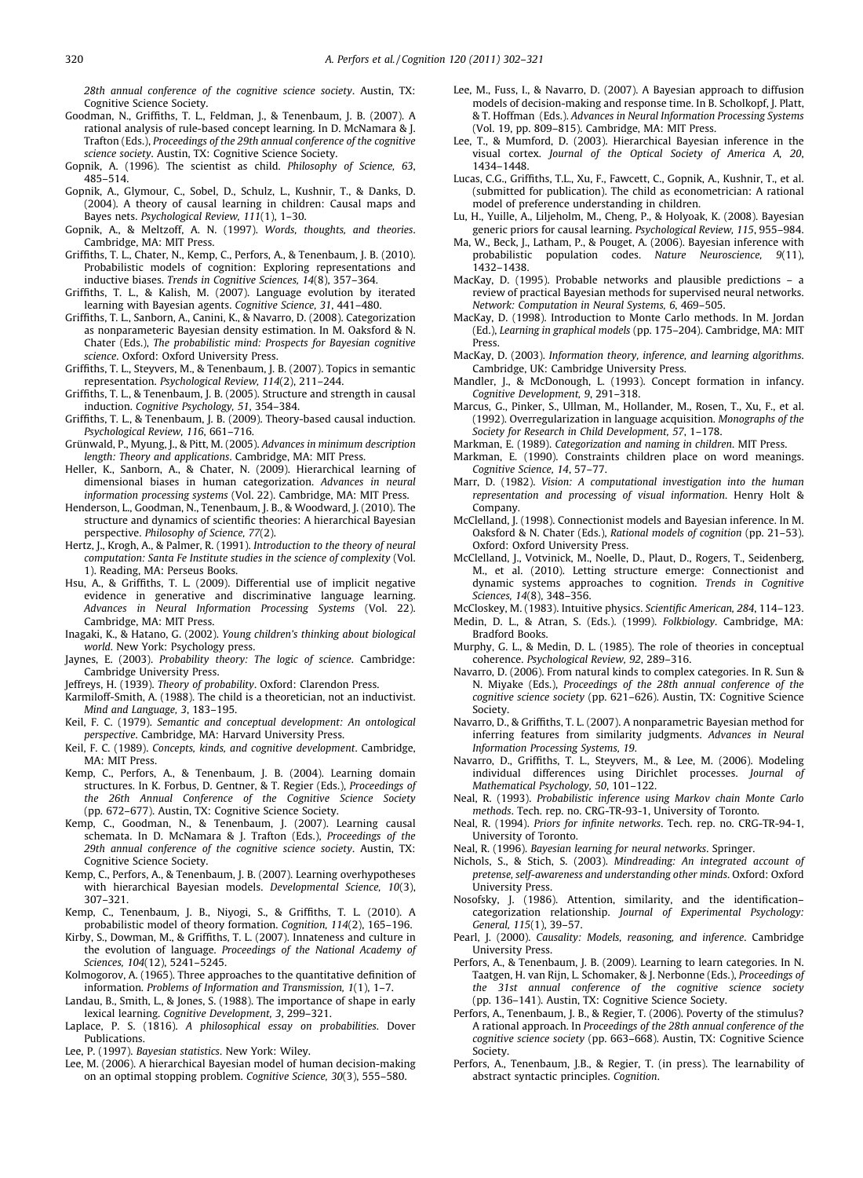28th annual conference of the cognitive science society. Austin, TX: Cognitive Science Society.

Goodman, N., Griffiths, T. L., Feldman, J., & Tenenbaum, J. B. (2007). A rational analysis of rule-based concept learning. In D. McNamara & J. Trafton (Eds.), *Proceedings of the 29th annual conference of the cognitive science society*. Austin, TX: Cognitive Science Society.

Gopnik, A. (1996). The scientist as child. *Philosophy of Science, 63*, 485–514.

Gopnik, A., Glymour, C., Sobel, D., Schulz, L., Kushnir, T., & Danks, D. (2004). A theory of causal learning in children: Causal maps and Bayes nets. *Psychological Review, 111*(1), 1–30.

Gopnik, A., & Meltzoff, A. N. (1997). *Words, thoughts, and theories*. Cambridge, MA: MIT Press.

Griffiths, T. L., Chater, N., Kemp, C., Perfors, A., & Tenenbaum, J. B. (2010). Probabilistic models of cognition: Exploring representations and inductive biases. *Trends in Cognitive Sciences, 14*(8), 357–364.

Griffiths, T. L., & Kalish, M. (2007). Language evolution by iterated learning with Bayesian agents. *Cognitive Science, 31*, 441–480.

Griffiths, T. L., Sanborn, A., Canini, K., & Navarro, D. (2008). Categorization as nonparameteric Bayesian density estimation. In M. Oaksford & N. Chater (Eds.), *The probabilistic mind: Prospects for Bayesian cognitive science*. Oxford: Oxford University Press.

Griffiths, T. L., Steyvers, M., & Tenenbaum, J. B. (2007). Topics in semantic representation. *Psychological Review, 114*(2), 211–244.

Griffiths, T. L., & Tenenbaum, J. B. (2005). Structure and strength in causal induction. *Cognitive Psychology, 51*, 354–384.

Griffiths, T. L., & Tenenbaum, J. B. (2009). Theory-based causal induction. *Psychological Review, 116*, 661–716.

Grünwald, P., Myung, J., & Pitt, M. (2005). *Advances in minimum description length: Theory and applications*. Cambridge, MA: MIT Press.

Heller, K., Sanborn, A., & Chater, N. (2009). Hierarchical learning of dimensional biases in human categorization. *Advances in neural information processing systems* (Vol. 22). Cambridge, MA: MIT Press.

Henderson, L., Goodman, N., Tenenbaum, J. B., & Woodward, J. (2010). The structure and dynamics of scientific theories: A hierarchical Bayesian perspective. *Philosophy of Science, 77*(2).

Hertz, J., Krogh, A., & Palmer, R. (1991). *Introduction to the theory of neural computation: Santa Fe Institute studies in the science of complexity* (Vol. 1). Reading, MA: Perseus Books.

Hsu, A., & Griffiths, T. L. (2009). Differential use of implicit negative evidence in generative and discriminative language learning. *Advances in Neural Information Processing Systems* (Vol. 22). Cambridge, MA: MIT Press.

Inagaki, K., & Hatano, G. (2002). *Young children's thinking about biological world*. New York: Psychology press.

Jaynes, E. (2003). *Probability theory: The logic of science*. Cambridge: Cambridge University Press.

Jeffreys, H. (1939). *Theory of probability*. Oxford: Clarendon Press.

Karmiloff-Smith, A. (1988). The child is a theoretician, not an inductivist. *Mind and Language, 3*, 183–195.

Keil, F. C. (1979). *Semantic and conceptual development: An ontological perspective*. Cambridge, MA: Harvard University Press.

Keil, F. C. (1989). *Concepts, kinds, and cognitive development*. Cambridge, MA: MIT Press.

Kemp, C., Perfors, A., & Tenenbaum, J. B. (2004). Learning domain structures. In K. Forbus, D. Gentner, & T. Regier (Eds.), *Proceedings of the 26th Annual Conference of the Cognitive Science Society* (pp. 672–677). Austin, TX: Cognitive Science Society.

Kemp, C., Goodman, N., & Tenenbaum, J. (2007). Learning causal schemata. In D. McNamara & J. Trafton (Eds.), *Proceedings of the 29th annual conference of the cognitive science society*. Austin, TX: Cognitive Science Society.

Kemp, C., Perfors, A., & Tenenbaum, J. B. (2007). Learning overhypotheses with hierarchical Bayesian models. *Developmental Science, 10*(3), 307–321.

Kemp, C., Tenenbaum, J. B., Niyogi, S., & Griffiths, T. L. (2010). A probabilistic model of theory formation. *Cognition, 114*(2), 165–196.

Kirby, S., Dowman, M., & Griffiths, T. L. (2007). Innateness and culture in the evolution of language. *Proceedings of the National Academy of Sciences, 104*(12), 5241–5245.

Kolmogorov, A. (1965). Three approaches to the quantitative definition of information. *Problems of Information and Transmission, 1*(1), 1–7.

Landau, B., Smith, L., & Jones, S. (1988). The importance of shape in early lexical learning. *Cognitive Development, 3*, 299–321.

Laplace, P. S. (1816). *A philosophical essay on probabilities*. Dover Publications.

Lee, P. (1997). *Bayesian statistics*. New York: Wiley.

Lee, M. (2006). A hierarchical Bayesian model of human decision-making on an optimal stopping problem. *Cognitive Science, 30*(3), 555–580.

Lee, M., Fuss, I., & Navarro, D. (2007). A Bayesian approach to diffusion models of decision-making and response time. In B. Scholkopf, J. Platt, & T. Hoffman (Eds.). *Advances in Neural Information Processing Systems* (Vol. 19, pp. 809–815). Cambridge, MA: MIT Press.

Lee, T., & Mumford, D. (2003). Hierarchical Bayesian inference in the visual cortex. *Journal of the Optical Society of America A, 20*, 1434–1448.

Lucas, C.G., Griffiths, T.L., Xu, F., Fawcett, C., Gopnik, A., Kushnir, T., et al. (submitted for publication). The child as econometrician: A rational model of preference understanding in children.

Lu, H., Yuille, A., Liljeholm, M., Cheng, P., & Holyoak, K. (2008). Bayesian generic priors for causal learning. *Psychological Review, 115*, 955–984.

Ma, W., Beck, J., Latham, P., & Pouget, A. (2006). Bayesian inference with probabilistic population codes. *Nature Neuroscience, 9*(11), 1432–1438.

MacKay, D. (1995). Probable networks and plausible predictions – a review of practical Bayesian methods for supervised neural networks. *Network: Computation in Neural Systems, 6*, 469–505.

MacKay, D. (1998). Introduction to Monte Carlo methods. In M. Jordan (Ed.), *Learning in graphical models* (pp. 175–204). Cambridge, MA: MIT Press.

MacKay, D. (2003). *Information theory, inference, and learning algorithms*. Cambridge, UK: Cambridge University Press.

Mandler, J., & McDonough, L. (1993). Concept formation in infancy. *Cognitive Development, 9*, 291–318.

Marcus, G., Pinker, S., Ullman, M., Hollander, M., Rosen, T., Xu, F., et al. (1992). Overregularization in language acquisition. *Monographs of the Society for Research in Child Development, 57*, 1–178.

Markman, E. (1989). *Categorization and naming in children*. MIT Press.

Markman, E. (1990). Constraints children place on word meanings. *Cognitive Science, 14*, 57–77.

Marr, D. (1982). *Vision: A computational investigation into the human representation and processing of visual information*. Henry Holt & Company.

McClelland, J. (1998). Connectionist models and Bayesian inference. In M. Oaksford & N. Chater (Eds.), *Rational models of cognition* (pp. 21–53). Oxford: Oxford University Press.

McClelland, J., Votvinick, M., Noelle, D., Plaut, D., Rogers, T., Seidenberg, M., et al. (2010). Letting structure emerge: Connectionist and dynamic systems approaches to cognition. *Trends in Cognitive Sciences, 14*(8), 348–356.

McCloskey, M. (1983). Intuitive physics. *Scientific American, 284*, 114–123.

Medin, D. L., & Atran, S. (Eds.). (1999). *Folkbiology*. Cambridge, MA: Bradford Books.

Murphy, G. L., & Medin, D. L. (1985). The role of theories in conceptual coherence. *Psychological Review, 92*, 289–316.

Navarro, D. (2006). From natural kinds to complex categories. In R. Sun & N. Miyake (Eds.), *Proceedings of the 28th annual conference of the cognitive science society* (pp. 621–626). Austin, TX: Cognitive Science Society.

Navarro, D., & Griffiths, T. L. (2007). A nonparametric Bayesian method for inferring features from similarity judgments. *Advances in Neural Information Processing Systems, 19*.

Navarro, D., Griffiths, T. L., Steyvers, M., & Lee, M. (2006). Modeling individual differences using Dirichlet processes. *Journal of Mathematical Psychology, 50*, 101–122.

Neal, R. (1993). *Probabilistic inference using Markov chain Monte Carlo methods*. Tech. rep. no. CRG-TR-93-1, University of Toronto.

Neal, R. (1994). *Priors for infinite networks*. Tech. rep. no. CRG-TR-94-1, University of Toronto.

Neal, R. (1996). *Bayesian learning for neural networks*. Springer.

Nichols, S., & Stich, S. (2003). *Mindreading: An integrated account of pretense, self-awareness and understanding other minds*. Oxford: Oxford University Press.

Nosofsky, J. (1986). Attention, similarity, and the identification–categorization relationship. *Journal of Experimental Psychology: General, 115*(1), 39–57.

Pearl, J. (2000). *Causality: Models, reasoning, and inference*. Cambridge University Press.

Perfors, A., & Tenenbaum, J. B. (2009). Learning to learn categories. In N. Taatgen, H. van Rijn, L. Schomaker, & J. Nerbonne (Eds.), *Proceedings of the 31st annual conference of the cognitive science society* (pp. 136–141). Austin, TX: Cognitive Science Society.

Perfors, A., Tenenbaum, J. B., & Regier, T. (2006). Poverty of the stimulus? A rational approach. In *Proceedings of the 28th annual conference of the cognitive science society* (pp. 663–668). Austin, TX: Cognitive Science Society.

Perfors, A., Tenenbaum, J.B., & Regier, T. (in press). The learnability of abstract syntactic principles. *Cognition*.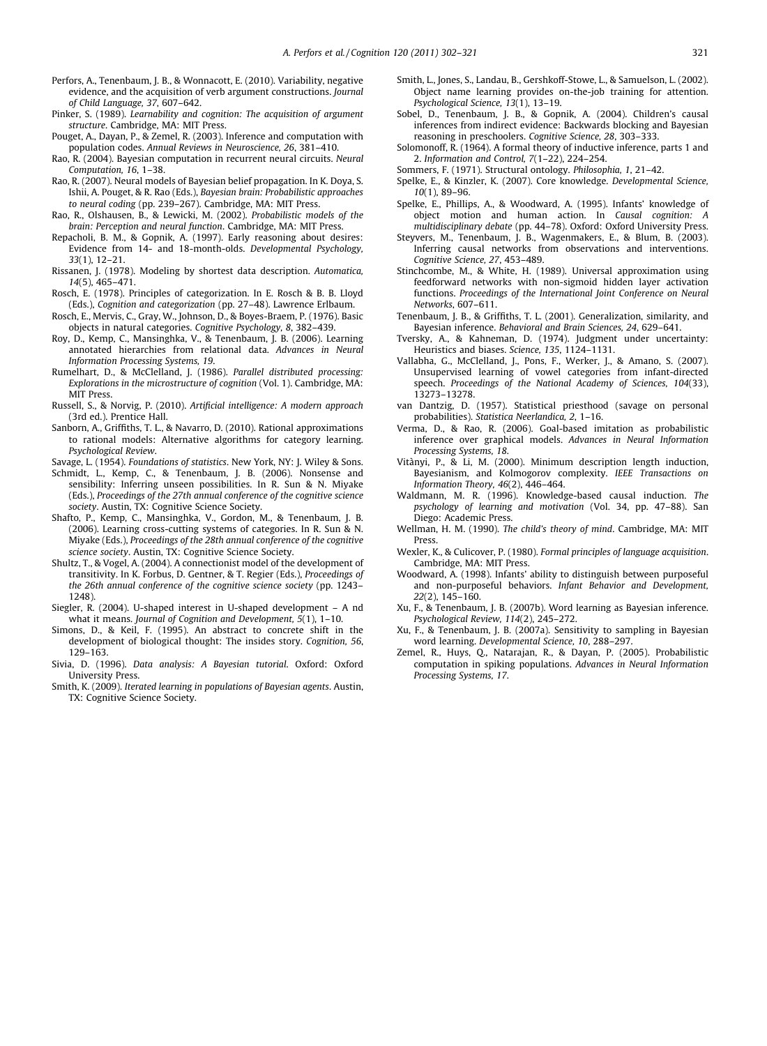Perfors, A., Tenenbaum, J. B., & Wonnacott, E. (2010). Variability, negative evidence, and the acquisition of verb argument constructions. *Journal of Child Language, 37*, 607–642.

Pinker, S. (1989). *Learnability and cognition: The acquisition of argument structure*. Cambridge, MA: MIT Press.

Pouget, A., Dayan, P., & Zemel, R. (2003). Inference and computation with population codes. *Annual Reviews in Neuroscience, 26*, 381–410.

Rao, R. (2004). Bayesian computation in recurrent neural circuits. *Neural Computation, 16*, 1–38.

Rao, R. (2007). Neural models of Bayesian belief propagation. In K. Doya, S. Ishii, A. Pouget, & R. Rao (Eds.), *Bayesian brain: Probabilistic approaches to neural coding* (pp. 239–267). Cambridge, MA: MIT Press.

Rao, R., Olshausen, B., & Lewicki, M. (2002). *Probabilistic models of the brain: Perception and neural function*. Cambridge, MA: MIT Press.

Repacholi, B. M., & Gopnik, A. (1997). Early reasoning about desires: Evidence from 14- and 18-month-olds. *Developmental Psychology, 33*(1), 12–21.

Rissanen, J. (1978). Modeling by shortest data description. *Automatica, 14*(5), 465–471.

Rosch, E. (1978). Principles of categorization. In E. Rosch & B. B. Lloyd (Eds.), *Cognition and categorization* (pp. 27–48). Lawrence Erlbaum.

Rosch, E., Mervis, C., Gray, W., Johnson, D., & Boyes-Braem, P. (1976). Basic objects in natural categories. *Cognitive Psychology, 8*, 382–439.

Roy, D., Kemp, C., Mansinghka, V., & Tenenbaum, J. B. (2006). Learning annotated hierarchies from relational data. *Advances in Neural Information Processing Systems, 19*.

Rumelhart, D., & McClelland, J. (1986). *Parallel distributed processing: Explorations in the microstructure of cognition* (Vol. 1). Cambridge, MA: MIT Press.

Russell, S., & Norvig, P. (2010). *Artificial intelligence: A modern approach* (3rd ed.). Prentice Hall.

Sanborn, A., Griffiths, T. L., & Navarro, D. (2010). Rational approximations to rational models: Alternative algorithms for category learning. *Psychological Review*.

Savage, L. (1954). *Foundations of statistics*. New York, NY: J. Wiley & Sons.

Schmidt, L., Kemp, C., & Tenenbaum, J. B. (2006). Nonsense and sensibility: Inferring unseen possibilities. In R. Sun & N. Miyake (Eds.), *Proceedings of the 27th annual conference of the cognitive science society*. Austin, TX: Cognitive Science Society.

Shafto, P., Kemp, C., Mansinghka, V., Gordon, M., & Tenenbaum, J. B. (2006). Learning cross-cutting systems of categories. In R. Sun & N. Miyake (Eds.), *Proceedings of the 28th annual conference of the cognitive science society*. Austin, TX: Cognitive Science Society.

Shultz, T., & Vogel, A. (2004). A connectionist model of the development of transitivity. In K. Forbus, D. Gentner, & T. Regier (Eds.), *Proceedings of the 26th annual conference of the cognitive science society* (pp. 1243–1248).

Siegler, R. (2004). U-shaped interest in U-shaped development – A nd what it means. *Journal of Cognition and Development, 5*(1), 1–10.

Simons, D., & Keil, F. (1995). An abstract to concrete shift in the development of biological thought: The insides story. *Cognition, 56*, 129–163.

Sivia, D. (1996). *Data analysis: A Bayesian tutorial*. Oxford: Oxford University Press.

Smith, K. (2009). *Iterated learning in populations of Bayesian agents*. Austin, TX: Cognitive Science Society.

Smith, L., Jones, S., Landau, B., Gershkoff-Stowe, L., & Samuelson, L. (2002). Object name learning provides on-the-job training for attention. *Psychological Science, 13*(1), 13–19.

Sobel, D., Tenenbaum, J. B., & Gopnik, A. (2004). Children's causal inferences from indirect evidence: Backwards blocking and Bayesian reasoning in preschoolers. *Cognitive Science, 28*, 303–333.

Solomonoff, R. (1964). A formal theory of inductive inference, parts 1 and 2. *Information and Control, 7*(1–22), 224–254.

Sommers, F. (1971). Structural ontology. *Philosophia, 1*, 21–42.

Spelke, E., & Kinzler, K. (2007). Core knowledge. *Developmental Science, 10*(1), 89–96.

Spelke, E., Phillips, A., & Woodward, A. (1995). Infants' knowledge of object motion and human action. In *Causal cognition: A multidisciplinary debate* (pp. 44–78). Oxford: Oxford University Press.

Steyvers, M., Tenenbaum, J. B., Wagenmakers, E., & Blum, B. (2003). Inferring causal networks from observations and interventions. *Cognitive Science, 27*, 453–489.

Stinchcombe, M., & White, H. (1989). Universal approximation using feedforward networks with non-sigmoid hidden layer activation functions. *Proceedings of the International Joint Conference on Neural Networks*, 607–611.

Tenenbaum, J. B., & Griffiths, T. L. (2001). Generalization, similarity, and Bayesian inference. *Behavioral and Brain Sciences, 24*, 629–641.

Tversky, A., & Kahneman, D. (1974). Judgment under uncertainty: Heuristics and biases. *Science, 135*, 1124–1131.

Vallabha, G., McClelland, J., Pons, F., Werker, J., & Amano, S. (2007). Unsupervised learning of vowel categories from infant-directed speech. *Proceedings of the National Academy of Sciences, 104*(33), 13273–13278.

van Dantzig, D. (1957). Statistical priesthood (savage on personal probabilities). *Statistica Neerlandica, 2*, 1–16.

Verma, D., & Rao, R. (2006). Goal-based imitation as probabilistic inference over graphical models. *Advances in Neural Information Processing Systems, 18*.

Vitànyi, P., & Li, M. (2000). Minimum description length induction, Bayesianism, and Kolmogorov complexity. *IEEE Transactions on Information Theory, 46*(2), 446–464.

Waldmann, M. R. (1996). Knowledge-based causal induction. *The psychology of learning and motivation* (Vol. 34, pp. 47–88). San Diego: Academic Press.

Wellman, H. M. (1990). *The child's theory of mind*. Cambridge, MA: MIT Press.

Wexler, K., & Culicover, P. (1980). *Formal principles of language acquisition*. Cambridge, MA: MIT Press.

Woodward, A. (1998). Infants' ability to distinguish between purposeful and non-purposeful behaviors. *Infant Behavior and Development, 22*(2), 145–160.

Xu, F., & Tenenbaum, J. B. (2007b). Word learning as Bayesian inference. *Psychological Review, 114*(2), 245–272.

Xu, F., & Tenenbaum, J. B. (2007a). Sensitivity to sampling in Bayesian word learning. *Developmental Science, 10*, 288–297.

Zemel, R., Huys, Q., Natarajan, R., & Dayan, P. (2005). Probabilistic computation in spiking populations. *Advances in Neural Information Processing Systems, 17*.